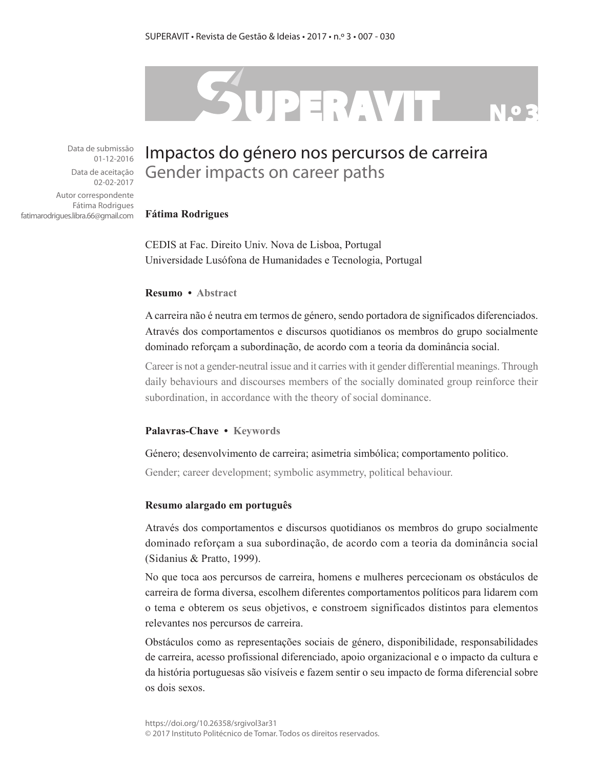Data de submissão
01-12-2016
Data de aceitação
02-02-2017
Autor correspondente
Fátima Rodrigues
fatimarodrigues.libra.66@gmail.com

# Impactos do género nos percursos de carreira
## Gender impacts on career paths

**Fátima Rodrigues**

CEDIS at Fac. Direito Univ. Nova de Lisboa, Portugal
Universidade Lusófona de Humanidades e Tecnologia, Portugal

**Resumo • Abstract**

A carreira não é neutra em termos de género, sendo portadora de significados diferenciados. Através dos comportamentos e discursos quotidianos os membros do grupo socialmente dominado reforçam a subordinação, de acordo com a teoria da dominância social.

Career is not a gender-neutral issue and it carries with it gender differential meanings. Through daily behaviours and discourses members of the socially dominated group reinforce their subordination, in accordance with the theory of social dominance.

**Palavras-Chave • Keywords**

Género; desenvolvimento de carreira; asimetria simbólica; comportamento politico.

Gender; career development; symbolic asymmetry, political behaviour.

**Resumo alargado em português**

Através dos comportamentos e discursos quotidianos os membros do grupo socialmente dominado reforçam a sua subordinação, de acordo com a teoria da dominância social (Sidanius & Pratto, 1999).

No que toca aos percursos de carreira, homens e mulheres percecionam os obstáculos de carreira de forma diversa, escolhem diferentes comportamentos políticos para lidarem com o tema e obterem os seus objetivos, e constroem significados distintos para elementos relevantes nos percursos de carreira.

Obstáculos como as representações sociais de género, disponibilidade, responsabilidades de carreira, acesso profissional diferenciado, apoio organizacional e o impacto da cultura e da história portuguesas são visíveis e fazem sentir o seu impacto de forma diferencial sobre os dois sexos.

https://doi.org/10.26358/srgivol3ar31
© 2017 Instituto Politécnico de Tomar. Todos os direitos reservados.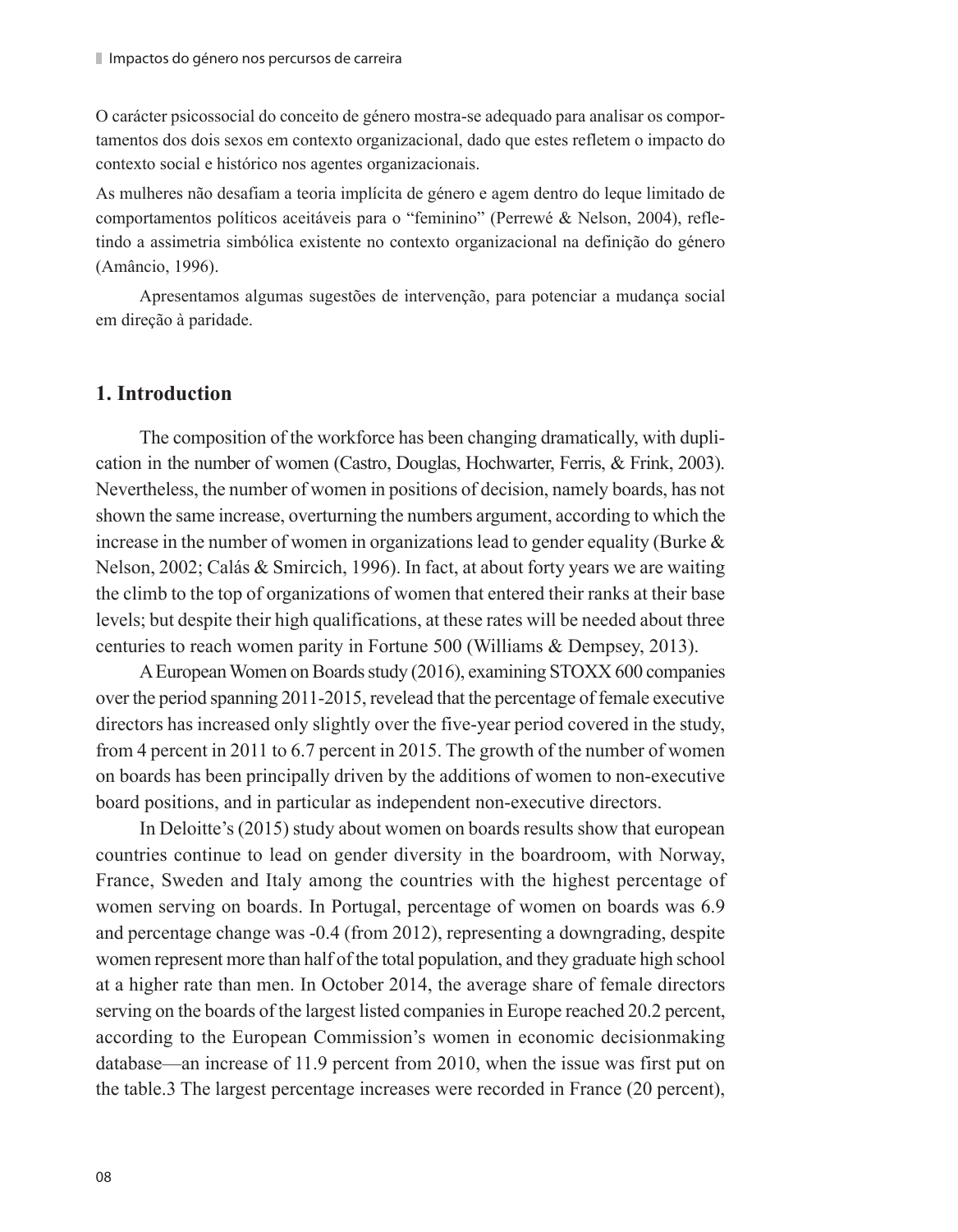O carácter psicossocial do conceito de género mostra-se adequado para analisar os comportamentos dos dois sexos em contexto organizacional, dado que estes refletem o impacto do contexto social e histórico nos agentes organizacionais.

As mulheres não desafiam a teoria implícita de género e agem dentro do leque limitado de comportamentos políticos aceitáveis para o "feminino" (Perrewé & Nelson, 2004), refletindo a assimetria simbólica existente no contexto organizacional na definição do género (Amâncio, 1996).

Apresentamos algumas sugestões de intervenção, para potenciar a mudança social em direção à paridade.

## 1. Introduction

The composition of the workforce has been changing dramatically, with duplication in the number of women (Castro, Douglas, Hochwarter, Ferris, & Frink, 2003). Nevertheless, the number of women in positions of decision, namely boards, has not shown the same increase, overturning the numbers argument, according to which the increase in the number of women in organizations lead to gender equality (Burke & Nelson, 2002; Calás & Smircich, 1996). In fact, at about forty years we are waiting the climb to the top of organizations of women that entered their ranks at their base levels; but despite their high qualifications, at these rates will be needed about three centuries to reach women parity in Fortune 500 (Williams & Dempsey, 2013).

A European Women on Boards study (2016), examining STOXX 600 companies over the period spanning 2011-2015, revelead that the percentage of female executive directors has increased only slightly over the five-year period covered in the study, from 4 percent in 2011 to 6.7 percent in 2015. The growth of the number of women on boards has been principally driven by the additions of women to non-executive board positions, and in particular as independent non-executive directors.

In Deloitte's (2015) study about women on boards results show that european countries continue to lead on gender diversity in the boardroom, with Norway, France, Sweden and Italy among the countries with the highest percentage of women serving on boards. In Portugal, percentage of women on boards was 6.9 and percentage change was -0.4 (from 2012), representing a downgrading, despite women represent more than half of the total population, and they graduate high school at a higher rate than men. In October 2014, the average share of female directors serving on the boards of the largest listed companies in Europe reached 20.2 percent, according to the European Commission's women in economic decisionmaking database—an increase of 11.9 percent from 2010, when the issue was first put on the table.3 The largest percentage increases were recorded in France (20 percent),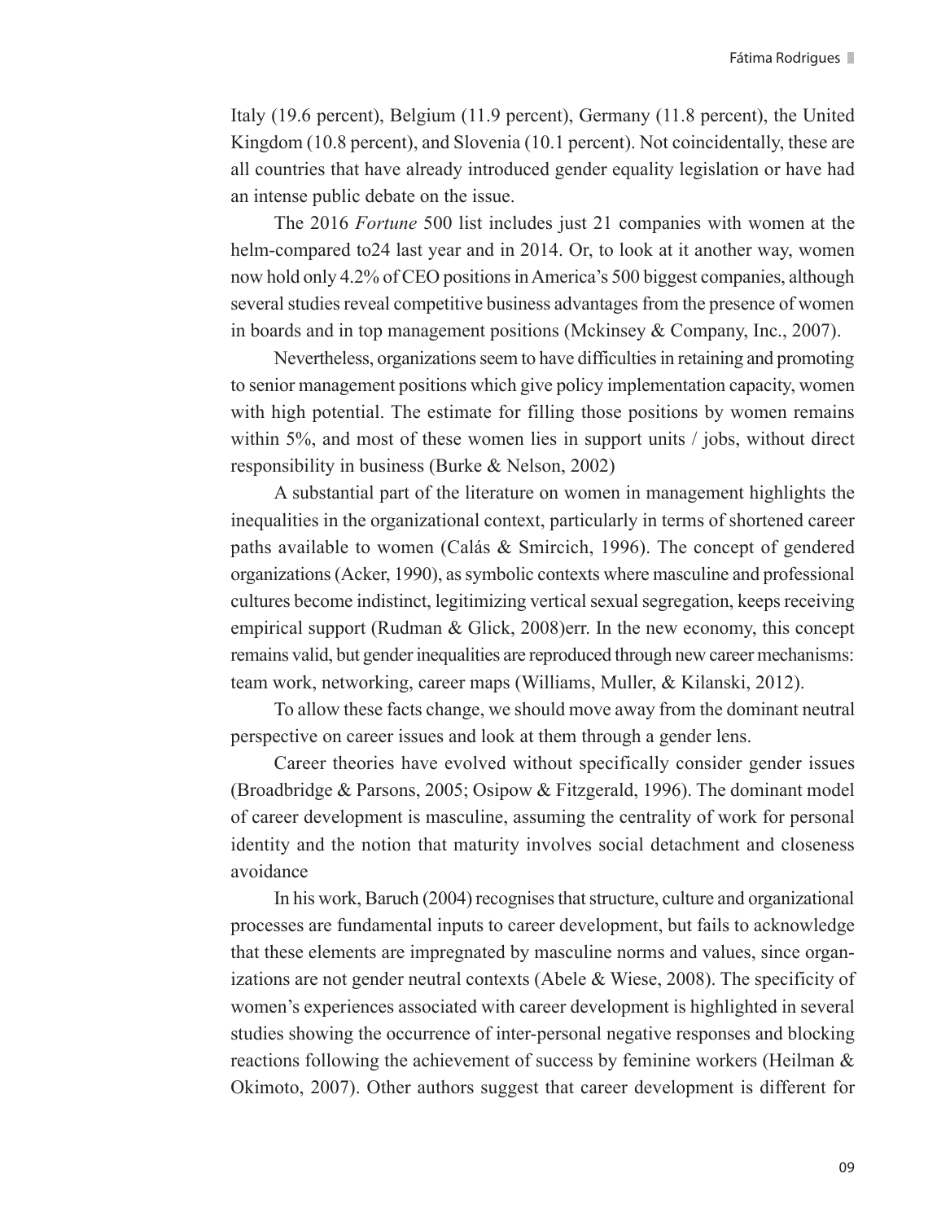Italy (19.6 percent), Belgium (11.9 percent), Germany (11.8 percent), the United Kingdom (10.8 percent), and Slovenia (10.1 percent). Not coincidentally, these are all countries that have already introduced gender equality legislation or have had an intense public debate on the issue.

The 2016 *Fortune* 500 list includes just 21 companies with women at the helm-compared to24 last year and in 2014. Or, to look at it another way, women now hold only 4.2% of CEO positions in America's 500 biggest companies, although several studies reveal competitive business advantages from the presence of women in boards and in top management positions (Mckinsey & Company, Inc., 2007).

Nevertheless, organizations seem to have difficulties in retaining and promoting to senior management positions which give policy implementation capacity, women with high potential. The estimate for filling those positions by women remains within 5%, and most of these women lies in support units / jobs, without direct responsibility in business (Burke & Nelson, 2002)

A substantial part of the literature on women in management highlights the inequalities in the organizational context, particularly in terms of shortened career paths available to women (Calás & Smircich, 1996). The concept of gendered organizations (Acker, 1990), as symbolic contexts where masculine and professional cultures become indistinct, legitimizing vertical sexual segregation, keeps receiving empirical support (Rudman & Glick, 2008)err. In the new economy, this concept remains valid, but gender inequalities are reproduced through new career mechanisms: team work, networking, career maps (Williams, Muller, & Kilanski, 2012).

To allow these facts change, we should move away from the dominant neutral perspective on career issues and look at them through a gender lens.

Career theories have evolved without specifically consider gender issues (Broadbridge & Parsons, 2005; Osipow & Fitzgerald, 1996). The dominant model of career development is masculine, assuming the centrality of work for personal identity and the notion that maturity involves social detachment and closeness avoidance

In his work, Baruch (2004) recognises that structure, culture and organizational processes are fundamental inputs to career development, but fails to acknowledge that these elements are impregnated by masculine norms and values, since organizations are not gender neutral contexts (Abele & Wiese, 2008). The specificity of women's experiences associated with career development is highlighted in several studies showing the occurrence of inter-personal negative responses and blocking reactions following the achievement of success by feminine workers (Heilman & Okimoto, 2007). Other authors suggest that career development is different for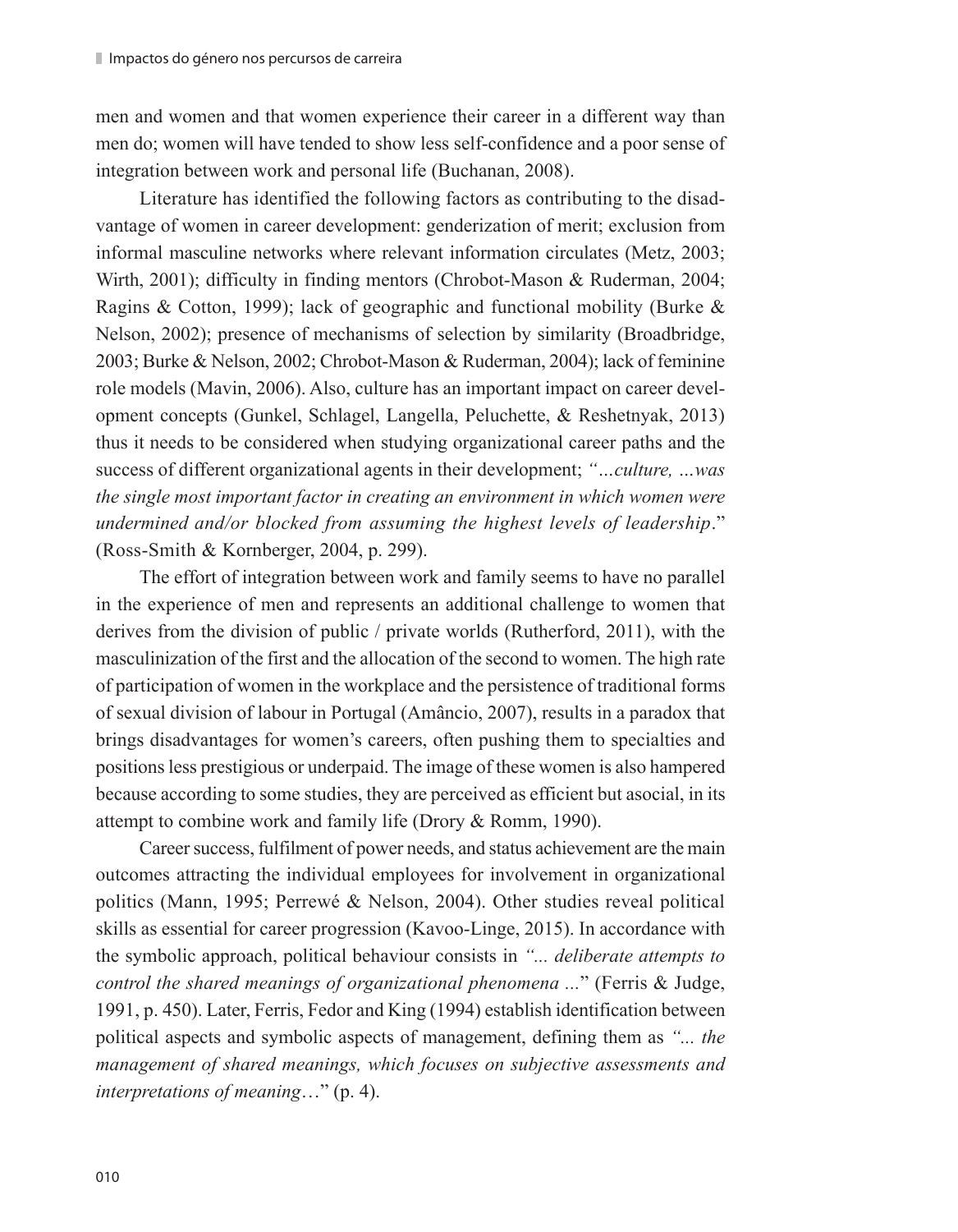men and women and that women experience their career in a different way than men do; women will have tended to show less self-confidence and a poor sense of integration between work and personal life (Buchanan, 2008).

Literature has identified the following factors as contributing to the disadvantage of women in career development: genderization of merit; exclusion from informal masculine networks where relevant information circulates (Metz, 2003; Wirth, 2001); difficulty in finding mentors (Chrobot-Mason & Ruderman, 2004; Ragins & Cotton, 1999); lack of geographic and functional mobility (Burke & Nelson, 2002); presence of mechanisms of selection by similarity (Broadbridge, 2003; Burke & Nelson, 2002; Chrobot-Mason & Ruderman, 2004); lack of feminine role models (Mavin, 2006). Also, culture has an important impact on career development concepts (Gunkel, Schlagel, Langella, Peluchette, & Reshetnyak, 2013) thus it needs to be considered when studying organizational career paths and the success of different organizational agents in their development; *"...culture, ...was the single most important factor in creating an environment in which women were undermined and/or blocked from assuming the highest levels of leadership*." (Ross-Smith & Kornberger, 2004, p. 299).

The effort of integration between work and family seems to have no parallel in the experience of men and represents an additional challenge to women that derives from the division of public / private worlds (Rutherford, 2011), with the masculinization of the first and the allocation of the second to women. The high rate of participation of women in the workplace and the persistence of traditional forms of sexual division of labour in Portugal (Amâncio, 2007), results in a paradox that brings disadvantages for women's careers, often pushing them to specialties and positions less prestigious or underpaid. The image of these women is also hampered because according to some studies, they are perceived as efficient but asocial, in its attempt to combine work and family life (Drory & Romm, 1990).

Career success, fulfilment of power needs, and status achievement are the main outcomes attracting the individual employees for involvement in organizational politics (Mann, 1995; Perrewé & Nelson, 2004). Other studies reveal political skills as essential for career progression (Kavoo-Linge, 2015). In accordance with the symbolic approach, political behaviour consists in *"... deliberate attempts to control the shared meanings of organizational phenomena ...*" (Ferris & Judge, 1991, p. 450). Later, Ferris, Fedor and King (1994) establish identification between political aspects and symbolic aspects of management, defining them as *"... the management of shared meanings, which focuses on subjective assessments and interpretations of meaning*…" (p. 4).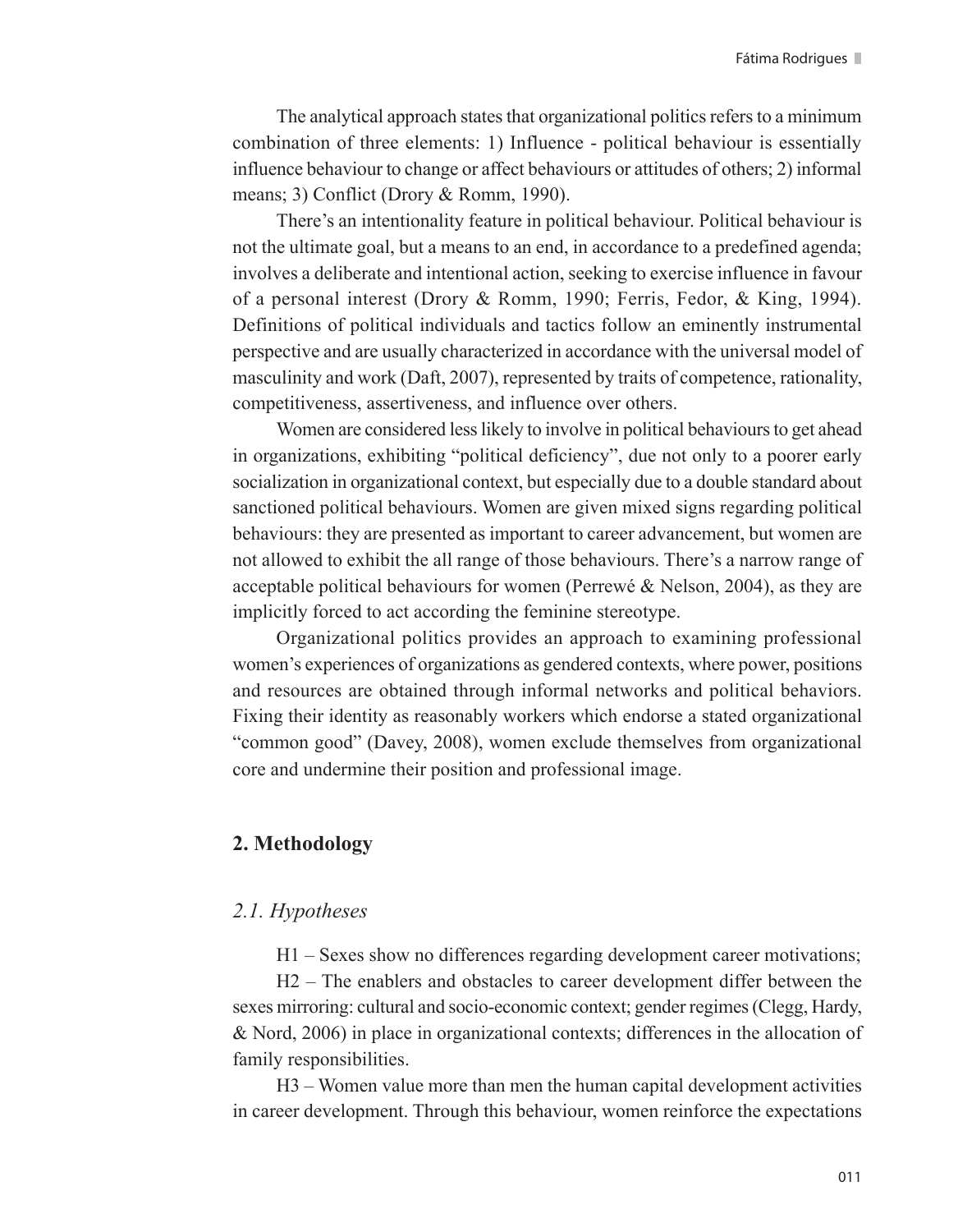The analytical approach states that organizational politics refers to a minimum combination of three elements: 1) Influence - political behaviour is essentially influence behaviour to change or affect behaviours or attitudes of others; 2) informal means; 3) Conflict (Drory & Romm, 1990).

There's an intentionality feature in political behaviour. Political behaviour is not the ultimate goal, but a means to an end, in accordance to a predefined agenda; involves a deliberate and intentional action, seeking to exercise influence in favour of a personal interest (Drory & Romm, 1990; Ferris, Fedor, & King, 1994). Definitions of political individuals and tactics follow an eminently instrumental perspective and are usually characterized in accordance with the universal model of masculinity and work (Daft, 2007), represented by traits of competence, rationality, competitiveness, assertiveness, and influence over others.

Women are considered less likely to involve in political behaviours to get ahead in organizations, exhibiting "political deficiency", due not only to a poorer early socialization in organizational context, but especially due to a double standard about sanctioned political behaviours. Women are given mixed signs regarding political behaviours: they are presented as important to career advancement, but women are not allowed to exhibit the all range of those behaviours. There's a narrow range of acceptable political behaviours for women (Perrewé & Nelson, 2004), as they are implicitly forced to act according the feminine stereotype.

Organizational politics provides an approach to examining professional women's experiences of organizations as gendered contexts, where power, positions and resources are obtained through informal networks and political behaviors. Fixing their identity as reasonably workers which endorse a stated organizational "common good" (Davey, 2008), women exclude themselves from organizational core and undermine their position and professional image.

## 2. Methodology

### *2.1. Hypotheses*

H1 – Sexes show no differences regarding development career motivations;

H2 – The enablers and obstacles to career development differ between the sexes mirroring: cultural and socio-economic context; gender regimes (Clegg, Hardy, & Nord, 2006) in place in organizational contexts; differences in the allocation of family responsibilities.

H3 – Women value more than men the human capital development activities in career development. Through this behaviour, women reinforce the expectations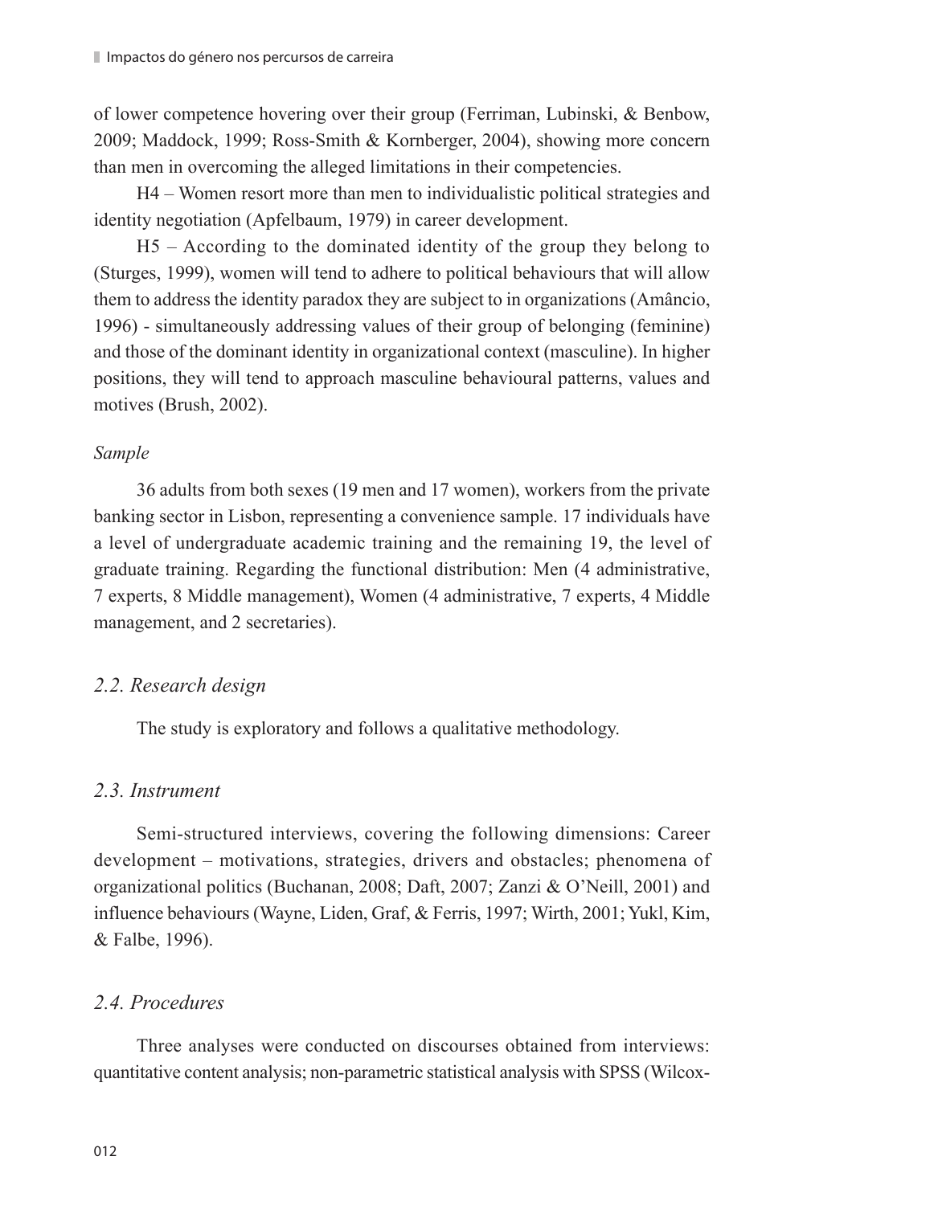of lower competence hovering over their group (Ferriman, Lubinski, & Benbow, 2009; Maddock, 1999; Ross-Smith & Kornberger, 2004), showing more concern than men in overcoming the alleged limitations in their competencies.

H4 – Women resort more than men to individualistic political strategies and identity negotiation (Apfelbaum, 1979) in career development.

H5 – According to the dominated identity of the group they belong to (Sturges, 1999), women will tend to adhere to political behaviours that will allow them to address the identity paradox they are subject to in organizations (Amâncio, 1996) - simultaneously addressing values of their group of belonging (feminine) and those of the dominant identity in organizational context (masculine). In higher positions, they will tend to approach masculine behavioural patterns, values and motives (Brush, 2002).

*Sample*

36 adults from both sexes (19 men and 17 women), workers from the private banking sector in Lisbon, representing a convenience sample. 17 individuals have a level of undergraduate academic training and the remaining 19, the level of graduate training. Regarding the functional distribution: Men (4 administrative, 7 experts, 8 Middle management), Women (4 administrative, 7 experts, 4 Middle management, and 2 secretaries).

## *2.2. Research design*

The study is exploratory and follows a qualitative methodology.

## *2.3. Instrument*

Semi-structured interviews, covering the following dimensions: Career development – motivations, strategies, drivers and obstacles; phenomena of organizational politics (Buchanan, 2008; Daft, 2007; Zanzi & O'Neill, 2001) and influence behaviours (Wayne, Liden, Graf, & Ferris, 1997; Wirth, 2001; Yukl, Kim, & Falbe, 1996).

## *2.4. Procedures*

Three analyses were conducted on discourses obtained from interviews: quantitative content analysis; non-parametric statistical analysis with SPSS (Wilcox-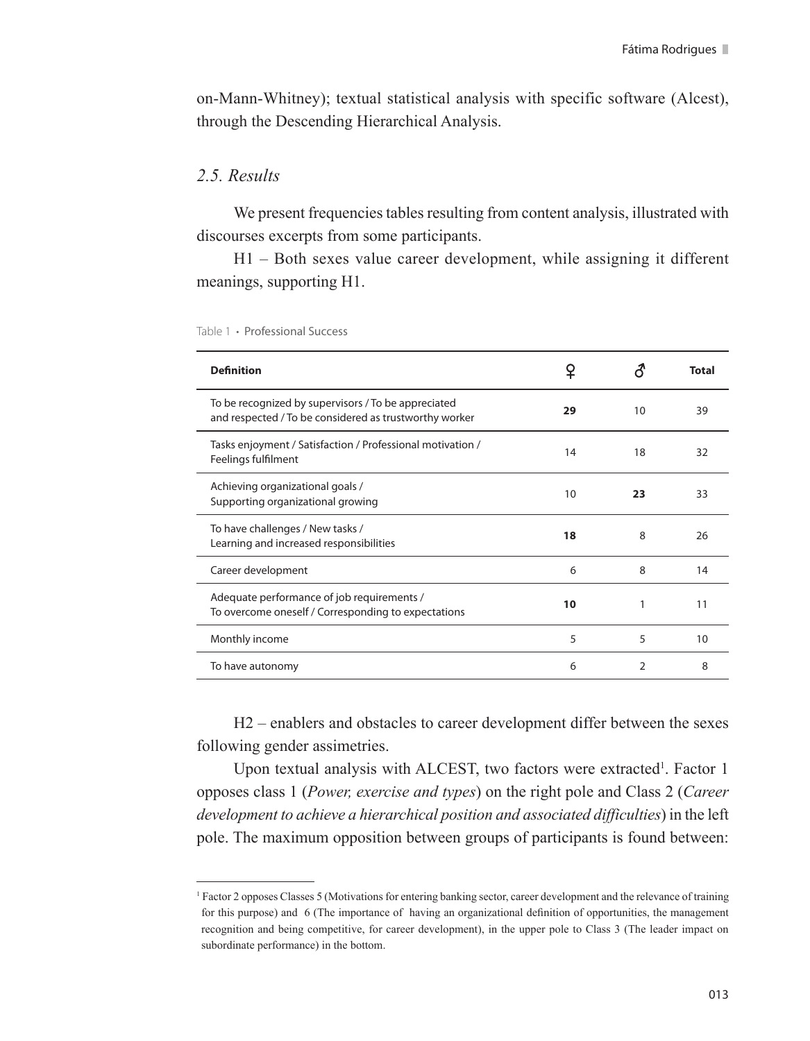on-Mann-Whitney); textual statistical analysis with specific software (Alcest), through the Descending Hierarchical Analysis.

### *2.5. Results*

We present frequencies tables resulting from content analysis, illustrated with discourses excerpts from some participants.

H1 – Both sexes value career development, while assigning it different meanings, supporting H1.

Table 1 • Professional Success

| Definition | ♀ | ♂ | Total |
|---|---|---|---|
| To be recognized by supervisors / To be appreciated and respected / To be considered as trustworthy worker | **29** | 10 | 39 |
| Tasks enjoyment / Satisfaction / Professional motivation / Feelings fulfilment | 14 | 18 | 32 |
| Achieving organizational goals / Supporting organizational growing | 10 | **23** | 33 |
| To have challenges / New tasks / Learning and increased responsibilities | **18** | 8 | 26 |
| Career development | 6 | 8 | 14 |
| Adequate performance of job requirements / To overcome oneself / Corresponding to expectations | **10** | 1 | 11 |
| Monthly income | 5 | 5 | 10 |
| To have autonomy | 6 | 2 | 8 |

H2 – enablers and obstacles to career development differ between the sexes following gender assimetries.

Upon textual analysis with ALCEST, two factors were extracted[1]. Factor 1 opposes class 1 (*Power, exercise and types*) on the right pole and Class 2 (*Career development to achieve a hierarchical position and associated difficulties*) in the left pole. The maximum opposition between groups of participants is found between:

[1] Factor 2 opposes Classes 5 (Motivations for entering banking sector, career development and the relevance of training for this purpose) and 6 (The importance of having an organizational definition of opportunities, the management recognition and being competitive, for career development), in the upper pole to Class 3 (The leader impact on subordinate performance) in the bottom.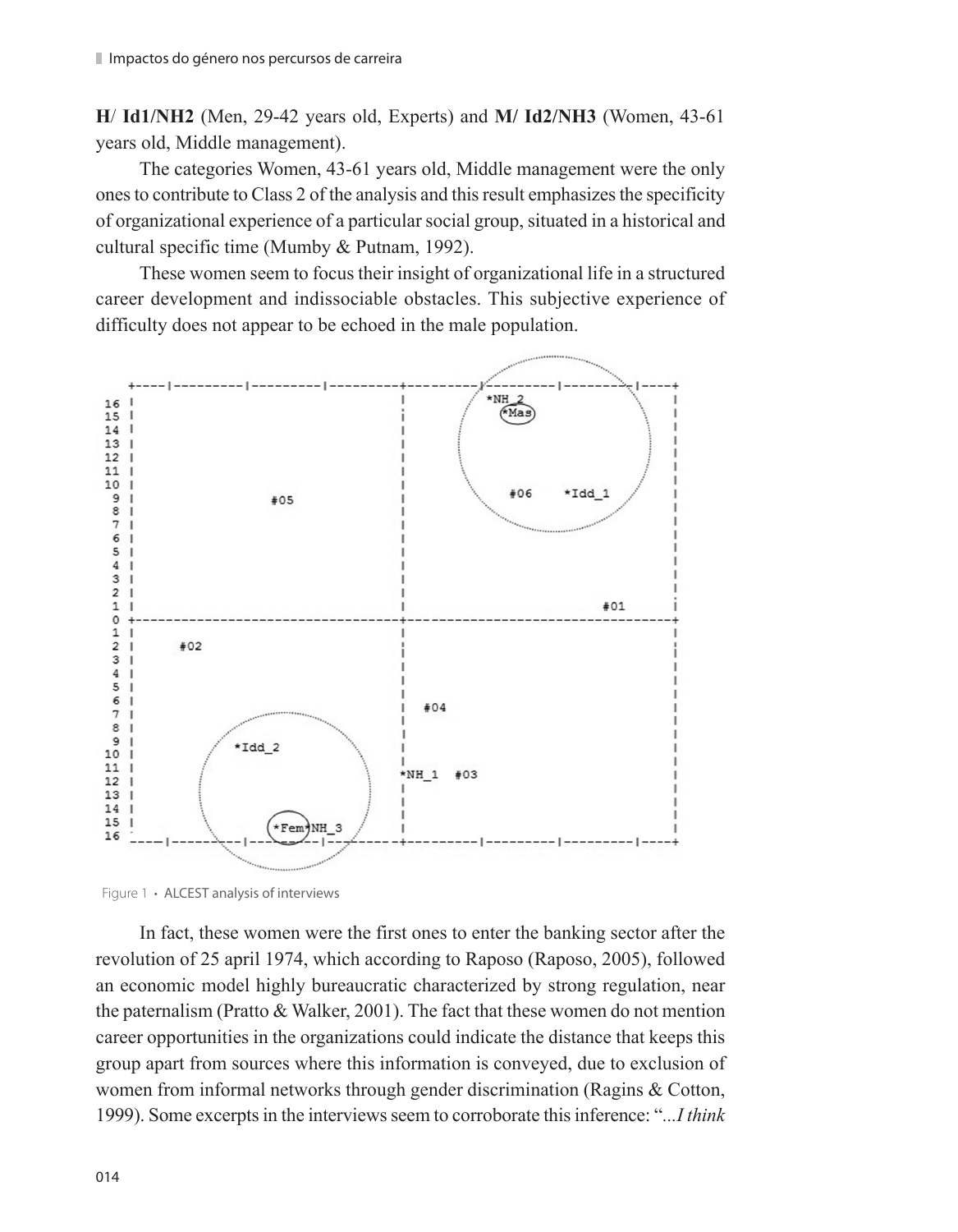**H/ Id1/NH2** (Men, 29-42 years old, Experts) and **M/ Id2/NH3** (Women, 43-61 years old, Middle management).

The categories Women, 43-61 years old, Middle management were the only ones to contribute to Class 2 of the analysis and this result emphasizes the specificity of organizational experience of a particular social group, situated in a historical and cultural specific time (Mumby & Putnam, 1992).

These women seem to focus their insight of organizational life in a structured career development and indissociable obstacles. This subjective experience of difficulty does not appear to be echoed in the male population.

Figure 1 • ALCEST analysis of interviews

In fact, these women were the first ones to enter the banking sector after the revolution of 25 april 1974, which according to Raposo (Raposo, 2005), followed an economic model highly bureaucratic characterized by strong regulation, near the paternalism (Pratto & Walker, 2001). The fact that these women do not mention career opportunities in the organizations could indicate the distance that keeps this group apart from sources where this information is conveyed, due to exclusion of women from informal networks through gender discrimination (Ragins & Cotton, 1999). Some excerpts in the interviews seem to corroborate this inference: "*...I think*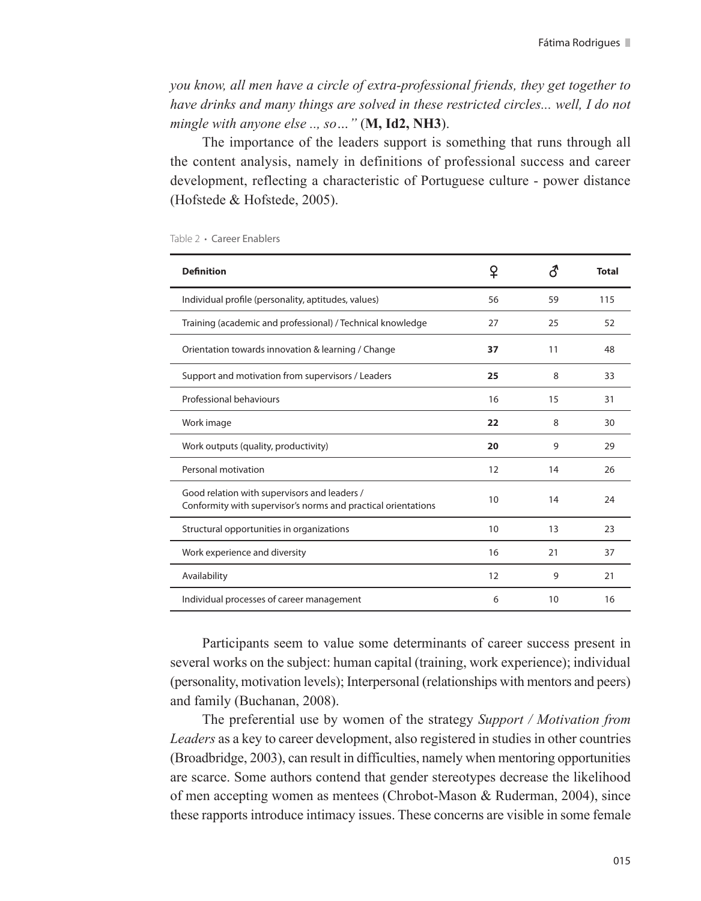*you know, all men have a circle of extra-professional friends, they get together to have drinks and many things are solved in these restricted circles... well, I do not mingle with anyone else .., so…"* (**M, Id2, NH3**).

The importance of the leaders support is something that runs through all the content analysis, namely in definitions of professional success and career development, reflecting a characteristic of Portuguese culture - power distance (Hofstede & Hofstede, 2005).

Table 2 • Career Enablers

| **Definition** | ♀ | ♂ | **Total** |
|---|---|---|---|
| Individual profile (personality, aptitudes, values) | 56 | 59 | 115 |
| Training (academic and professional) / Technical knowledge | 27 | 25 | 52 |
| Orientation towards innovation & learning / Change | **37** | 11 | 48 |
| Support and motivation from supervisors / Leaders | **25** | 8 | 33 |
| Professional behaviours | 16 | 15 | 31 |
| Work image | **22** | 8 | 30 |
| Work outputs (quality, productivity) | **20** | 9 | 29 |
| Personal motivation | 12 | 14 | 26 |
| Good relation with supervisors and leaders / Conformity with supervisor's norms and practical orientations | 10 | 14 | 24 |
| Structural opportunities in organizations | 10 | 13 | 23 |
| Work experience and diversity | 16 | 21 | 37 |
| Availability | 12 | 9 | 21 |
| Individual processes of career management | 6 | 10 | 16 |

Participants seem to value some determinants of career success present in several works on the subject: human capital (training, work experience); individual (personality, motivation levels); Interpersonal (relationships with mentors and peers) and family (Buchanan, 2008).

The preferential use by women of the strategy *Support / Motivation from Leaders* as a key to career development, also registered in studies in other countries (Broadbridge, 2003), can result in difficulties, namely when mentoring opportunities are scarce. Some authors contend that gender stereotypes decrease the likelihood of men accepting women as mentees (Chrobot-Mason & Ruderman, 2004), since these rapports introduce intimacy issues. These concerns are visible in some female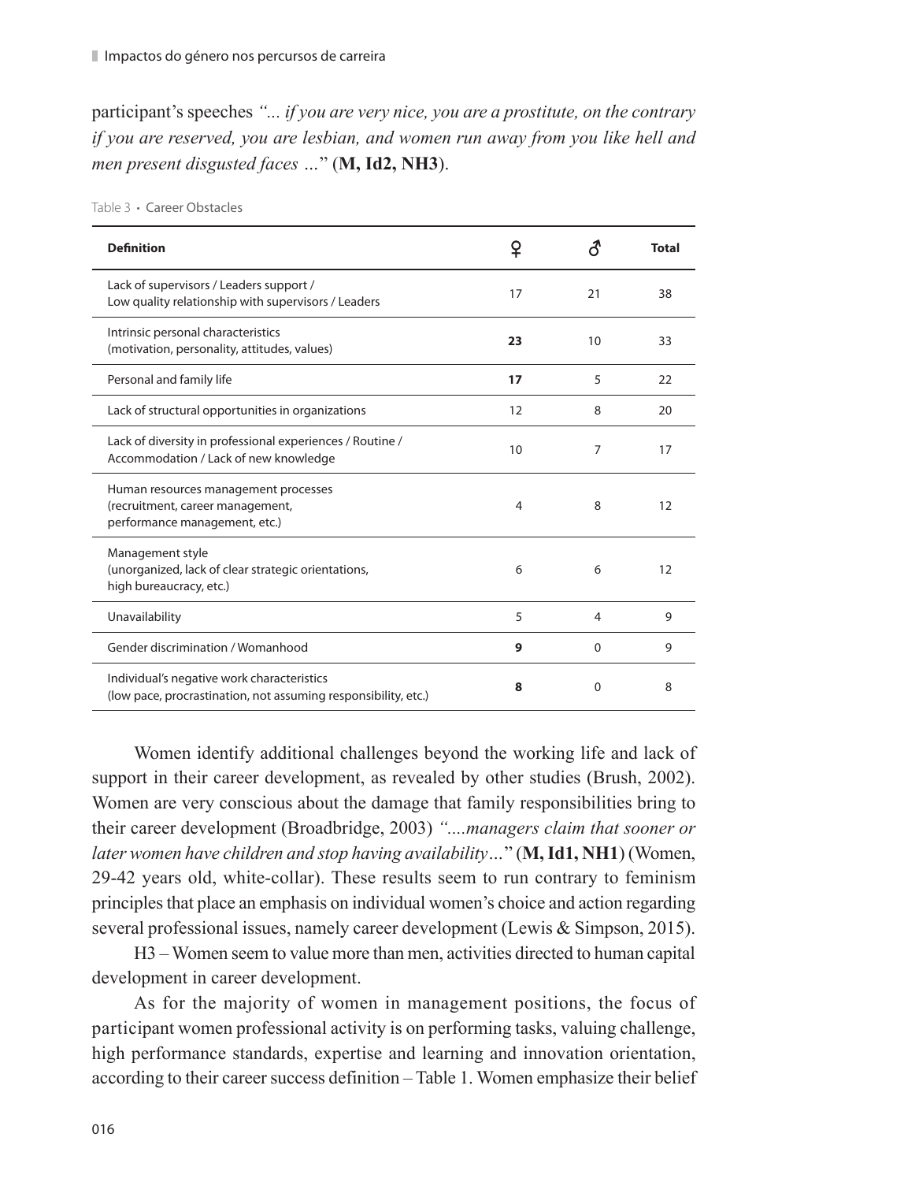participant's speeches *"... if you are very nice, you are a prostitute, on the contrary if you are reserved, you are lesbian, and women run away from you like hell and men present disgusted faces ...*" (**M, Id2, NH3**).

Table 3 • Career Obstacles

| **Definition** | ♀ | ♂ | **Total** |
|---|---|---|---|
| Lack of supervisors / Leaders support / Low quality relationship with supervisors / Leaders | 17 | 21 | 38 |
| Intrinsic personal characteristics (motivation, personality, attitudes, values) | **23** | 10 | 33 |
| Personal and family life | **17** | 5 | 22 |
| Lack of structural opportunities in organizations | 12 | 8 | 20 |
| Lack of diversity in professional experiences / Routine / Accommodation / Lack of new knowledge | 10 | 7 | 17 |
| Human resources management processes (recruitment, career management, performance management, etc.) | 4 | 8 | 12 |
| Management style (unorganized, lack of clear strategic orientations, high bureaucracy, etc.) | 6 | 6 | 12 |
| Unavailability | 5 | 4 | 9 |
| Gender discrimination / Womanhood | **9** | 0 | 9 |
| Individual's negative work characteristics (low pace, procrastination, not assuming responsibility, etc.) | **8** | 0 | 8 |

Women identify additional challenges beyond the working life and lack of support in their career development, as revealed by other studies (Brush, 2002). Women are very conscious about the damage that family responsibilities bring to their career development (Broadbridge, 2003) *"....managers claim that sooner or later women have children and stop having availability...*" (**M, Id1, NH1**) (Women, 29-42 years old, white-collar). These results seem to run contrary to feminism principles that place an emphasis on individual women's choice and action regarding several professional issues, namely career development (Lewis & Simpson, 2015).

H3 – Women seem to value more than men, activities directed to human capital development in career development.

As for the majority of women in management positions, the focus of participant women professional activity is on performing tasks, valuing challenge, high performance standards, expertise and learning and innovation orientation, according to their career success definition – Table 1. Women emphasize their belief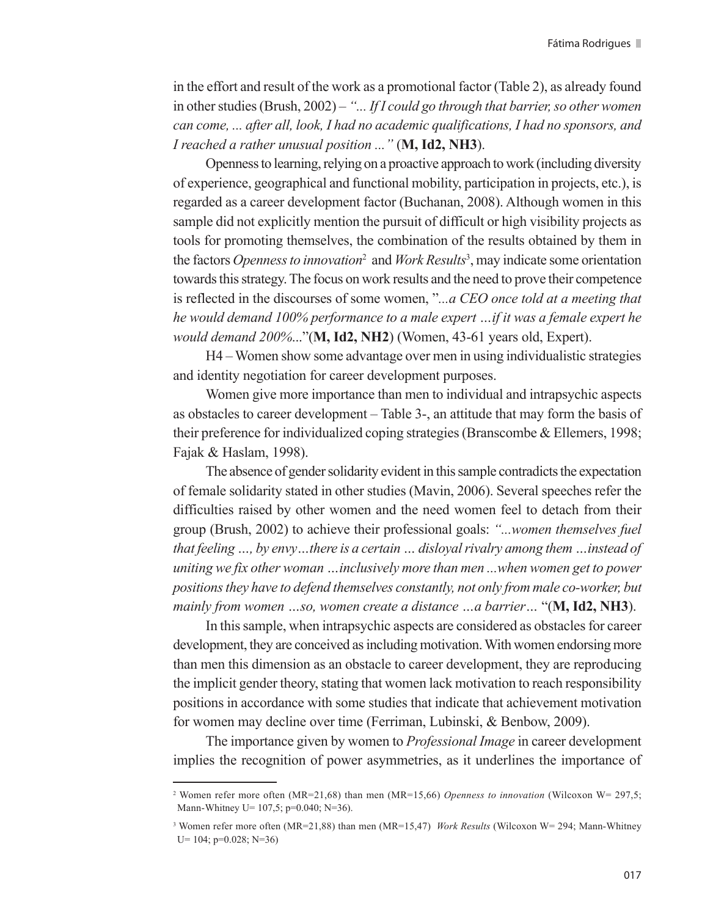in the effort and result of the work as a promotional factor (Table 2), as already found in other studies (Brush, 2002) – *"... If I could go through that barrier, so other women can come, ... after all, look, I had no academic qualifications, I had no sponsors, and I reached a rather unusual position ..."* (**M, Id2, NH3**).

Openness to learning, relying on a proactive approach to work (including diversity of experience, geographical and functional mobility, participation in projects, etc.), is regarded as a career development factor (Buchanan, 2008). Although women in this sample did not explicitly mention the pursuit of difficult or high visibility projects as tools for promoting themselves, the combination of the results obtained by them in the factors *Openness to innovation*[2] and *Work Results*[3], may indicate some orientation towards this strategy. The focus on work results and the need to prove their competence is reflected in the discourses of some women, "*...a CEO once told at a meeting that he would demand 100% performance to a male expert …if it was a female expert he would demand 200%...*"(**M, Id2, NH2**) (Women, 43-61 years old, Expert).

H4 – Women show some advantage over men in using individualistic strategies and identity negotiation for career development purposes.

Women give more importance than men to individual and intrapsychic aspects as obstacles to career development – Table 3-, an attitude that may form the basis of their preference for individualized coping strategies (Branscombe & Ellemers, 1998; Fajak & Haslam, 1998).

The absence of gender solidarity evident in this sample contradicts the expectation of female solidarity stated in other studies (Mavin, 2006). Several speeches refer the difficulties raised by other women and the need women feel to detach from their group (Brush, 2002) to achieve their professional goals: *"...women themselves fuel that feeling …, by envy…there is a certain … disloyal rivalry among them …instead of uniting we fix other woman …inclusively more than men ...when women get to power positions they have to defend themselves constantly, not only from male co-worker, but mainly from women …so, women create a distance …a barrier…* "(**M, Id2, NH3**).

In this sample, when intrapsychic aspects are considered as obstacles for career development, they are conceived as including motivation. With women endorsing more than men this dimension as an obstacle to career development, they are reproducing the implicit gender theory, stating that women lack motivation to reach responsibility positions in accordance with some studies that indicate that achievement motivation for women may decline over time (Ferriman, Lubinski, & Benbow, 2009).

The importance given by women to *Professional Image* in career development implies the recognition of power asymmetries, as it underlines the importance of

---

[2] Women refer more often (MR=21,68) than men (MR=15,66) *Openness to innovation* (Wilcoxon W= 297,5; Mann-Whitney U= 107,5; p=0.040; N=36).

[3] Women refer more often (MR=21,88) than men (MR=15,47) *Work Results* (Wilcoxon W= 294; Mann-Whitney U= 104; p=0.028; N=36)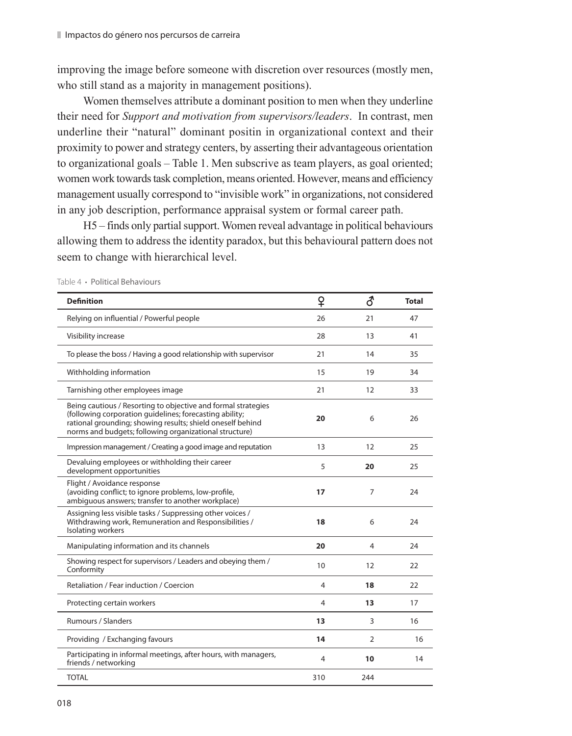improving the image before someone with discretion over resources (mostly men, who still stand as a majority in management positions).

Women themselves attribute a dominant position to men when they underline their need for *Support and motivation from supervisors/leaders*. In contrast, men underline their "natural" dominant positin in organizational context and their proximity to power and strategy centers, by asserting their advantageous orientation to organizational goals – Table 1. Men subscrive as team players, as goal oriented; women work towards task completion, means oriented. However, means and efficiency management usually correspond to "invisible work" in organizations, not considered in any job description, performance appraisal system or formal career path.

H5 – finds only partial support. Women reveal advantage in political behaviours allowing them to address the identity paradox, but this behavioural pattern does not seem to change with hierarchical level.

Table 4 • Political Behaviours

| **Definition** | ♀ | ♂ | **Total** |
|---|---|---|---|
| Relying on influential / Powerful people | 26 | 21 | 47 |
| Visibility increase | 28 | 13 | 41 |
| To please the boss / Having a good relationship with supervisor | 21 | 14 | 35 |
| Withholding information | 15 | 19 | 34 |
| Tarnishing other employees image | 21 | 12 | 33 |
| Being cautious / Resorting to objective and formal strategies (following corporation guidelines; forecasting ability; rational grounding; showing results; shield oneself behind norms and budgets; following organizational structure) | **20** | 6 | 26 |
| Impression management / Creating a good image and reputation | 13 | 12 | 25 |
| Devaluing employees or withholding their career development opportunities | 5 | **20** | 25 |
| Flight / Avoidance response (avoiding conflict; to ignore problems, low-profile, ambiguous answers; transfer to another workplace) | **17** | 7 | 24 |
| Assigning less visible tasks / Suppressing other voices / Withdrawing work, Remuneration and Responsibilities / Isolating workers | **18** | 6 | 24 |
| Manipulating information and its channels | **20** | 4 | 24 |
| Showing respect for supervisors / Leaders and obeying them / Conformity | 10 | 12 | 22 |
| Retaliation / Fear induction / Coercion | 4 | **18** | 22 |
| Protecting certain workers | 4 | **13** | 17 |
| Rumours / Slanders | **13** | 3 | 16 |
| Providing / Exchanging favours | **14** | 2 | 16 |
| Participating in informal meetings, after hours, with managers, friends / networking | 4 | **10** | 14 |
| TOTAL | 310 | 244 | |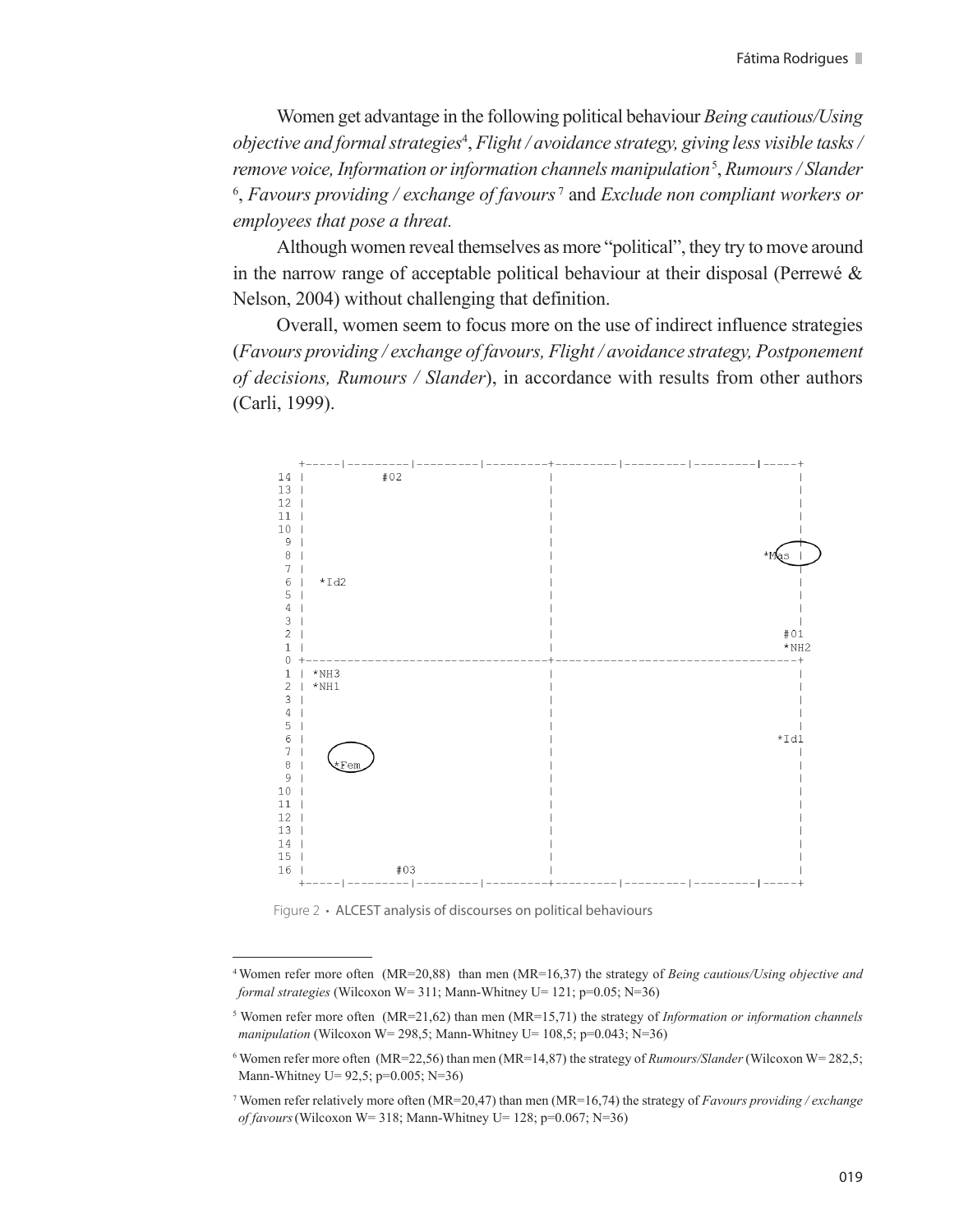Women get advantage in the following political behaviour *Being cautious/Using objective and formal strategies*[4], *Flight / avoidance strategy, giving less visible tasks / remove voice, Information or information channels manipulation*[5], *Rumours / Slander*[6], *Favours providing / exchange of favours*[7] and *Exclude non compliant workers or employees that pose a threat.*

Although women reveal themselves as more "political", they try to move around in the narrow range of acceptable political behaviour at their disposal (Perrewé & Nelson, 2004) without challenging that definition.

Overall, women seem to focus more on the use of indirect influence strategies (*Favours providing / exchange of favours, Flight / avoidance strategy, Postponement of decisions, Rumours / Slander*), in accordance with results from other authors (Carli, 1999).

```
   +-----|---------|---------|---------+---------|---------|---------|-----+
14 |          #02                      |                                   |
13 |                                   |                                   |
12 |                                   |                                   |
11 |                                   |                                   |
10 |                                   |                                   |
 9 |                                   |                                   |
 8 |                                   |                              *Mas |
 7 |                                   |                                   |
 6 |  *Id2                             |                                   |
 5 |                                   |                                   |
 4 |                                   |                                   |
 3 |                                   |                                   |
 2 |                                   |                               #01 |
 1 |                                   |                               *NH2|
 0 +-----------------------------------+-----------------------------------+
 1 | *NH3                              |                                   |
 2 | *NH1                              |                                   |
 3 |                                   |                                   |
 4 |                                   |                                   |
 5 |                                   |                                   |
 6 |                                   |                              *Id1 |
 7 |                                   |                                   |
 8 |    *Fem                           |                                   |
 9 |                                   |                                   |
10 |                                   |                                   |
11 |                                   |                                   |
12 |                                   |                                   |
13 |                                   |                                   |
14 |                                   |                                   |
15 |                                   |                                   |
16 |            #03                    |                                   |
   +-----|---------|---------|---------+---------|---------|---------|-----+
```

Figure 2 • ALCEST analysis of discourses on political behaviours

---

[4] Women refer more often (MR=20,88) than men (MR=16,37) the strategy of *Being cautious/Using objective and formal strategies* (Wilcoxon W= 311; Mann-Whitney U= 121; p=0.05; N=36)

[5] Women refer more often (MR=21,62) than men (MR=15,71) the strategy of *Information or information channels manipulation* (Wilcoxon W= 298,5; Mann-Whitney U= 108,5; p=0.043; N=36)

[6] Women refer more often (MR=22,56) than men (MR=14,87) the strategy of *Rumours/Slander* (Wilcoxon W= 282,5; Mann-Whitney U= 92,5; p=0.005; N=36)

[7] Women refer relatively more often (MR=20,47) than men (MR=16,74) the strategy of *Favours providing / exchange of favours* (Wilcoxon W= 318; Mann-Whitney U= 128; p=0.067; N=36)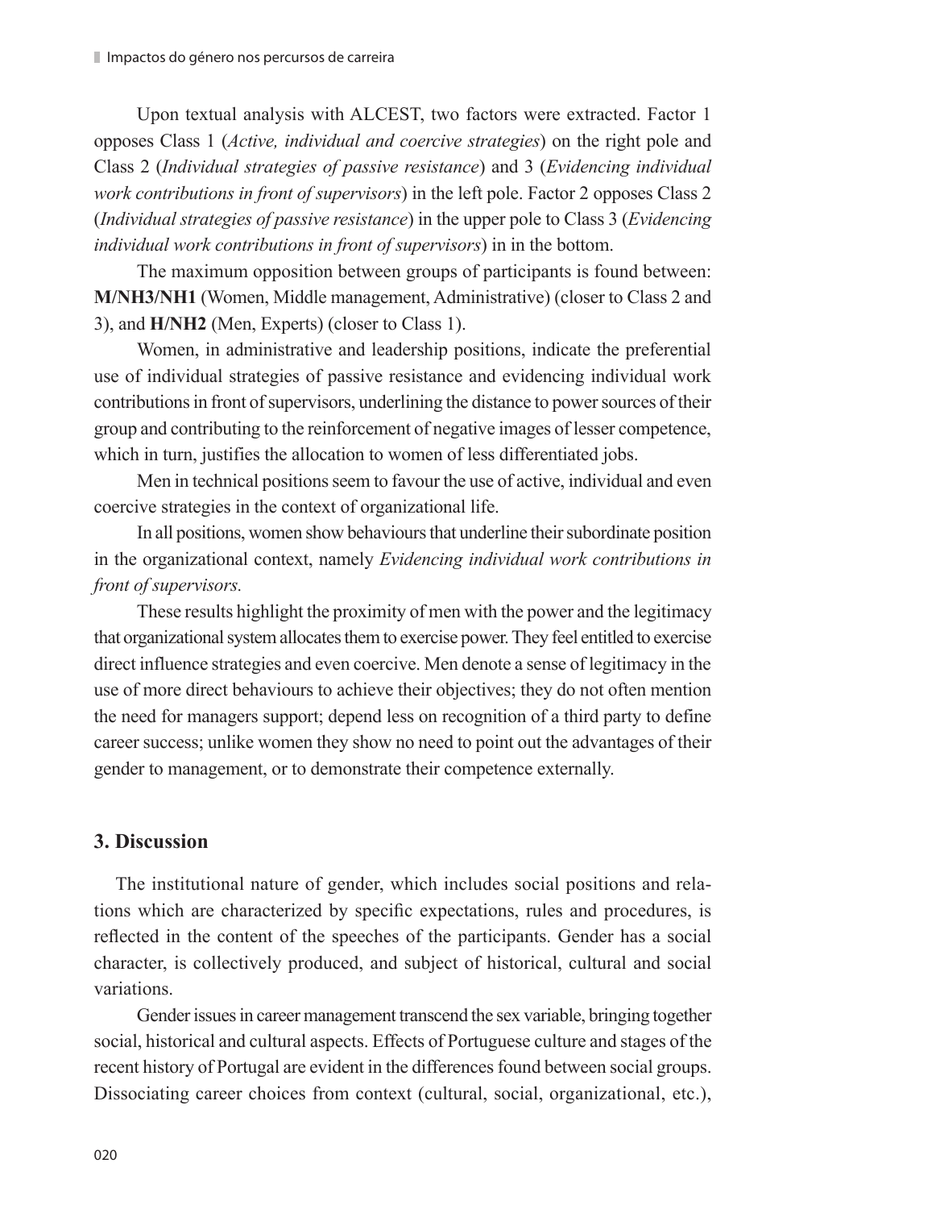Upon textual analysis with ALCEST, two factors were extracted. Factor 1 opposes Class 1 (*Active, individual and coercive strategies*) on the right pole and Class 2 (*Individual strategies of passive resistance*) and 3 (*Evidencing individual work contributions in front of supervisors*) in the left pole. Factor 2 opposes Class 2 (*Individual strategies of passive resistance*) in the upper pole to Class 3 (*Evidencing individual work contributions in front of supervisors*) in in the bottom.

The maximum opposition between groups of participants is found between: **M/NH3/NH1** (Women, Middle management, Administrative) (closer to Class 2 and 3), and **H/NH2** (Men, Experts) (closer to Class 1).

Women, in administrative and leadership positions, indicate the preferential use of individual strategies of passive resistance and evidencing individual work contributions in front of supervisors, underlining the distance to power sources of their group and contributing to the reinforcement of negative images of lesser competence, which in turn, justifies the allocation to women of less differentiated jobs.

Men in technical positions seem to favour the use of active, individual and even coercive strategies in the context of organizational life.

In all positions, women show behaviours that underline their subordinate position in the organizational context, namely *Evidencing individual work contributions in front of supervisors.*

These results highlight the proximity of men with the power and the legitimacy that organizational system allocates them to exercise power. They feel entitled to exercise direct influence strategies and even coercive. Men denote a sense of legitimacy in the use of more direct behaviours to achieve their objectives; they do not often mention the need for managers support; depend less on recognition of a third party to define career success; unlike women they show no need to point out the advantages of their gender to management, or to demonstrate their competence externally.

## 3. Discussion

The institutional nature of gender, which includes social positions and relations which are characterized by specific expectations, rules and procedures, is reflected in the content of the speeches of the participants. Gender has a social character, is collectively produced, and subject of historical, cultural and social variations.

Gender issues in career management transcend the sex variable, bringing together social, historical and cultural aspects. Effects of Portuguese culture and stages of the recent history of Portugal are evident in the differences found between social groups. Dissociating career choices from context (cultural, social, organizational, etc.),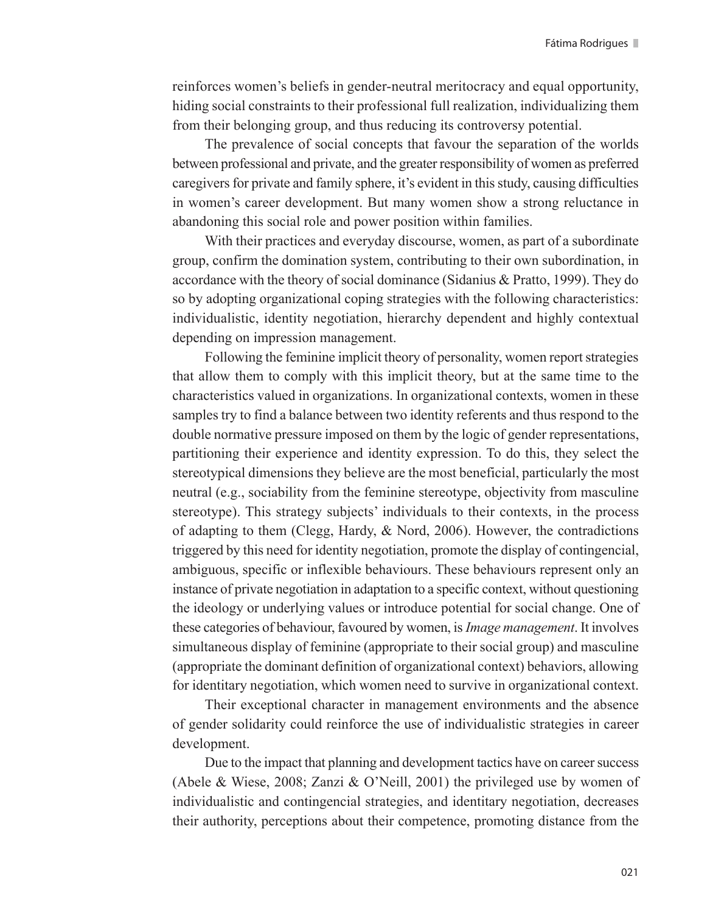reinforces women's beliefs in gender-neutral meritocracy and equal opportunity, hiding social constraints to their professional full realization, individualizing them from their belonging group, and thus reducing its controversy potential.

The prevalence of social concepts that favour the separation of the worlds between professional and private, and the greater responsibility of women as preferred caregivers for private and family sphere, it's evident in this study, causing difficulties in women's career development. But many women show a strong reluctance in abandoning this social role and power position within families.

With their practices and everyday discourse, women, as part of a subordinate group, confirm the domination system, contributing to their own subordination, in accordance with the theory of social dominance (Sidanius & Pratto, 1999). They do so by adopting organizational coping strategies with the following characteristics: individualistic, identity negotiation, hierarchy dependent and highly contextual depending on impression management.

Following the feminine implicit theory of personality, women report strategies that allow them to comply with this implicit theory, but at the same time to the characteristics valued in organizations. In organizational contexts, women in these samples try to find a balance between two identity referents and thus respond to the double normative pressure imposed on them by the logic of gender representations, partitioning their experience and identity expression. To do this, they select the stereotypical dimensions they believe are the most beneficial, particularly the most neutral (e.g., sociability from the feminine stereotype, objectivity from masculine stereotype). This strategy subjects' individuals to their contexts, in the process of adapting to them (Clegg, Hardy, & Nord, 2006). However, the contradictions triggered by this need for identity negotiation, promote the display of contingencial, ambiguous, specific or inflexible behaviours. These behaviours represent only an instance of private negotiation in adaptation to a specific context, without questioning the ideology or underlying values or introduce potential for social change. One of these categories of behaviour, favoured by women, is *Image management*. It involves simultaneous display of feminine (appropriate to their social group) and masculine (appropriate the dominant definition of organizational context) behaviors, allowing for identitary negotiation, which women need to survive in organizational context.

Their exceptional character in management environments and the absence of gender solidarity could reinforce the use of individualistic strategies in career development.

Due to the impact that planning and development tactics have on career success (Abele & Wiese, 2008; Zanzi & O'Neill, 2001) the privileged use by women of individualistic and contingencial strategies, and identitary negotiation, decreases their authority, perceptions about their competence, promoting distance from the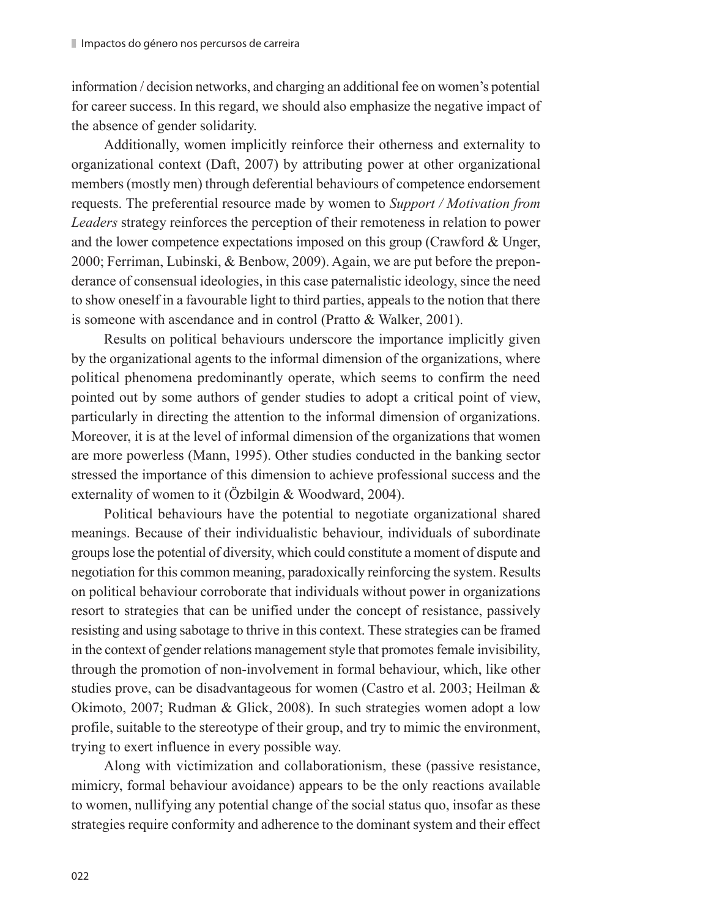information / decision networks, and charging an additional fee on women's potential for career success. In this regard, we should also emphasize the negative impact of the absence of gender solidarity.

Additionally, women implicitly reinforce their otherness and externality to organizational context (Daft, 2007) by attributing power at other organizational members (mostly men) through deferential behaviours of competence endorsement requests. The preferential resource made by women to *Support / Motivation from Leaders* strategy reinforces the perception of their remoteness in relation to power and the lower competence expectations imposed on this group (Crawford & Unger, 2000; Ferriman, Lubinski, & Benbow, 2009). Again, we are put before the preponderance of consensual ideologies, in this case paternalistic ideology, since the need to show oneself in a favourable light to third parties, appeals to the notion that there is someone with ascendance and in control (Pratto & Walker, 2001).

Results on political behaviours underscore the importance implicitly given by the organizational agents to the informal dimension of the organizations, where political phenomena predominantly operate, which seems to confirm the need pointed out by some authors of gender studies to adopt a critical point of view, particularly in directing the attention to the informal dimension of organizations. Moreover, it is at the level of informal dimension of the organizations that women are more powerless (Mann, 1995). Other studies conducted in the banking sector stressed the importance of this dimension to achieve professional success and the externality of women to it (Özbilgin & Woodward, 2004).

Political behaviours have the potential to negotiate organizational shared meanings. Because of their individualistic behaviour, individuals of subordinate groups lose the potential of diversity, which could constitute a moment of dispute and negotiation for this common meaning, paradoxically reinforcing the system. Results on political behaviour corroborate that individuals without power in organizations resort to strategies that can be unified under the concept of resistance, passively resisting and using sabotage to thrive in this context. These strategies can be framed in the context of gender relations management style that promotes female invisibility, through the promotion of non-involvement in formal behaviour, which, like other studies prove, can be disadvantageous for women (Castro et al. 2003; Heilman & Okimoto, 2007; Rudman & Glick, 2008). In such strategies women adopt a low profile, suitable to the stereotype of their group, and try to mimic the environment, trying to exert influence in every possible way.

Along with victimization and collaborationism, these (passive resistance, mimicry, formal behaviour avoidance) appears to be the only reactions available to women, nullifying any potential change of the social status quo, insofar as these strategies require conformity and adherence to the dominant system and their effect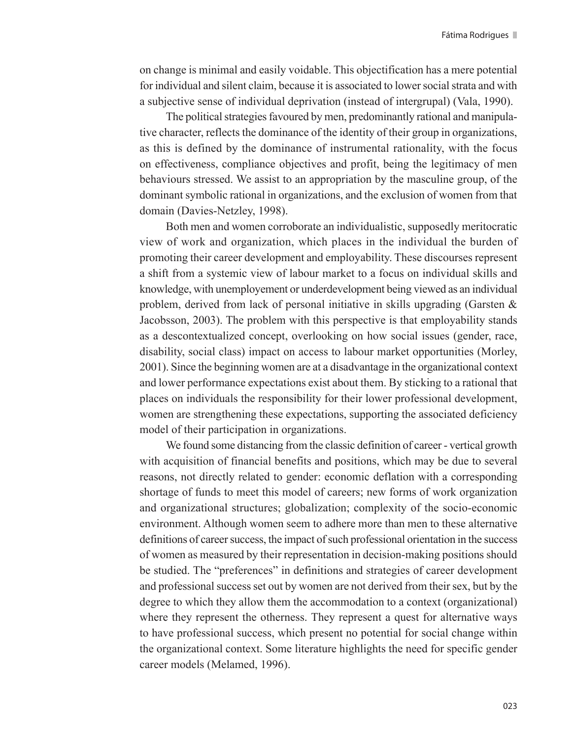on change is minimal and easily voidable. This objectification has a mere potential for individual and silent claim, because it is associated to lower social strata and with a subjective sense of individual deprivation (instead of intergrupal) (Vala, 1990).

The political strategies favoured by men, predominantly rational and manipulative character, reflects the dominance of the identity of their group in organizations, as this is defined by the dominance of instrumental rationality, with the focus on effectiveness, compliance objectives and profit, being the legitimacy of men behaviours stressed. We assist to an appropriation by the masculine group, of the dominant symbolic rational in organizations, and the exclusion of women from that domain (Davies-Netzley, 1998).

Both men and women corroborate an individualistic, supposedly meritocratic view of work and organization, which places in the individual the burden of promoting their career development and employability. These discourses represent a shift from a systemic view of labour market to a focus on individual skills and knowledge, with unemployement or underdevelopment being viewed as an individual problem, derived from lack of personal initiative in skills upgrading (Garsten & Jacobsson, 2003). The problem with this perspective is that employability stands as a descontextualized concept, overlooking on how social issues (gender, race, disability, social class) impact on access to labour market opportunities (Morley, 2001). Since the beginning women are at a disadvantage in the organizational context and lower performance expectations exist about them. By sticking to a rational that places on individuals the responsibility for their lower professional development, women are strengthening these expectations, supporting the associated deficiency model of their participation in organizations.

We found some distancing from the classic definition of career - vertical growth with acquisition of financial benefits and positions, which may be due to several reasons, not directly related to gender: economic deflation with a corresponding shortage of funds to meet this model of careers; new forms of work organization and organizational structures; globalization; complexity of the socio-economic environment. Although women seem to adhere more than men to these alternative definitions of career success, the impact of such professional orientation in the success of women as measured by their representation in decision-making positions should be studied. The "preferences" in definitions and strategies of career development and professional success set out by women are not derived from their sex, but by the degree to which they allow them the accommodation to a context (organizational) where they represent the otherness. They represent a quest for alternative ways to have professional success, which present no potential for social change within the organizational context. Some literature highlights the need for specific gender career models (Melamed, 1996).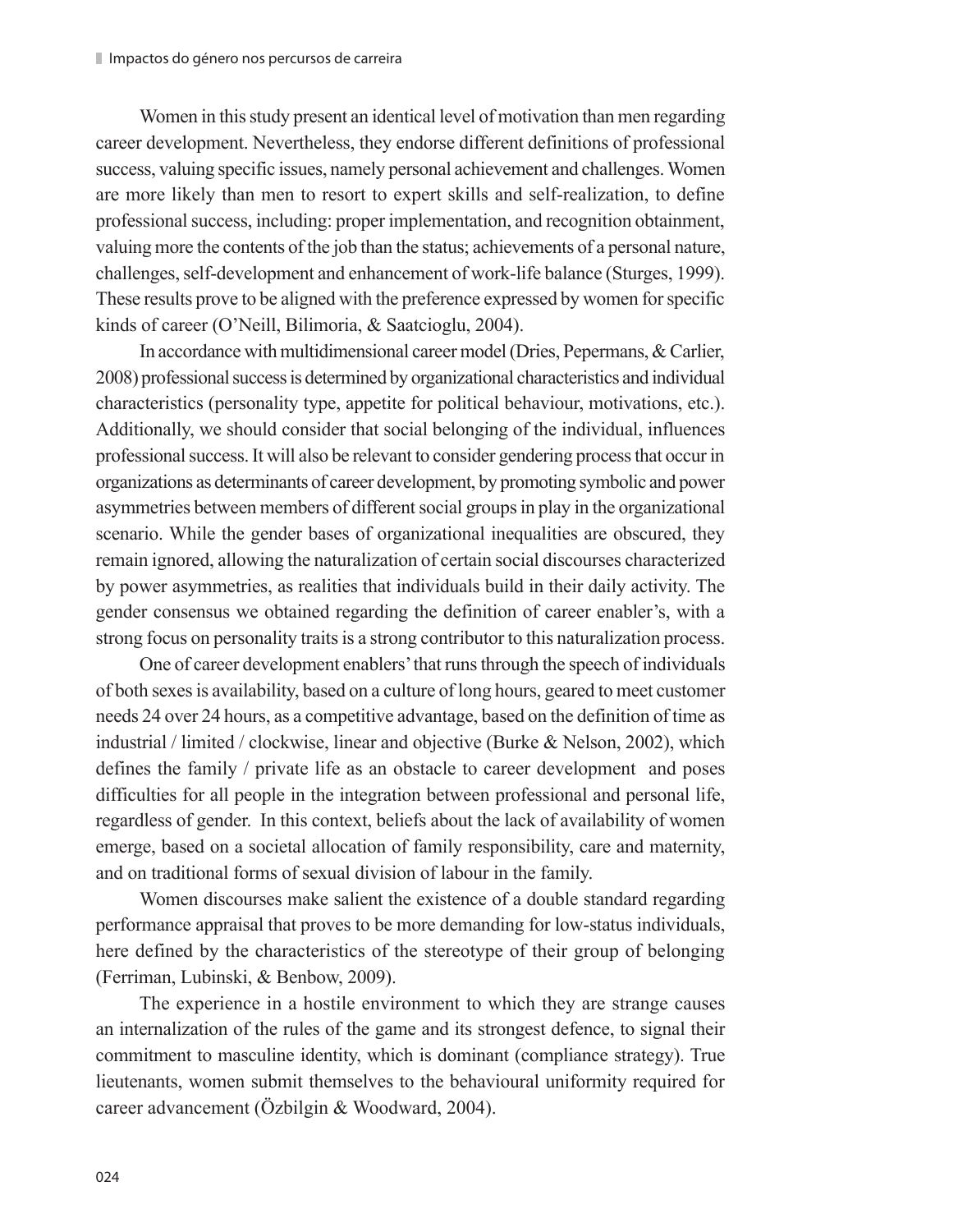Women in this study present an identical level of motivation than men regarding career development. Nevertheless, they endorse different definitions of professional success, valuing specific issues, namely personal achievement and challenges. Women are more likely than men to resort to expert skills and self-realization, to define professional success, including: proper implementation, and recognition obtainment, valuing more the contents of the job than the status; achievements of a personal nature, challenges, self-development and enhancement of work-life balance (Sturges, 1999). These results prove to be aligned with the preference expressed by women for specific kinds of career (O'Neill, Bilimoria, & Saatcioglu, 2004).

In accordance with multidimensional career model (Dries, Pepermans, & Carlier, 2008) professional success is determined by organizational characteristics and individual characteristics (personality type, appetite for political behaviour, motivations, etc.). Additionally, we should consider that social belonging of the individual, influences professional success. It will also be relevant to consider gendering process that occur in organizations as determinants of career development, by promoting symbolic and power asymmetries between members of different social groups in play in the organizational scenario. While the gender bases of organizational inequalities are obscured, they remain ignored, allowing the naturalization of certain social discourses characterized by power asymmetries, as realities that individuals build in their daily activity. The gender consensus we obtained regarding the definition of career enabler's, with a strong focus on personality traits is a strong contributor to this naturalization process.

One of career development enablers' that runs through the speech of individuals of both sexes is availability, based on a culture of long hours, geared to meet customer needs 24 over 24 hours, as a competitive advantage, based on the definition of time as industrial / limited / clockwise, linear and objective (Burke & Nelson, 2002), which defines the family / private life as an obstacle to career development and poses difficulties for all people in the integration between professional and personal life, regardless of gender. In this context, beliefs about the lack of availability of women emerge, based on a societal allocation of family responsibility, care and maternity, and on traditional forms of sexual division of labour in the family.

Women discourses make salient the existence of a double standard regarding performance appraisal that proves to be more demanding for low-status individuals, here defined by the characteristics of the stereotype of their group of belonging (Ferriman, Lubinski, & Benbow, 2009).

The experience in a hostile environment to which they are strange causes an internalization of the rules of the game and its strongest defence, to signal their commitment to masculine identity, which is dominant (compliance strategy). True lieutenants, women submit themselves to the behavioural uniformity required for career advancement (Özbilgin & Woodward, 2004).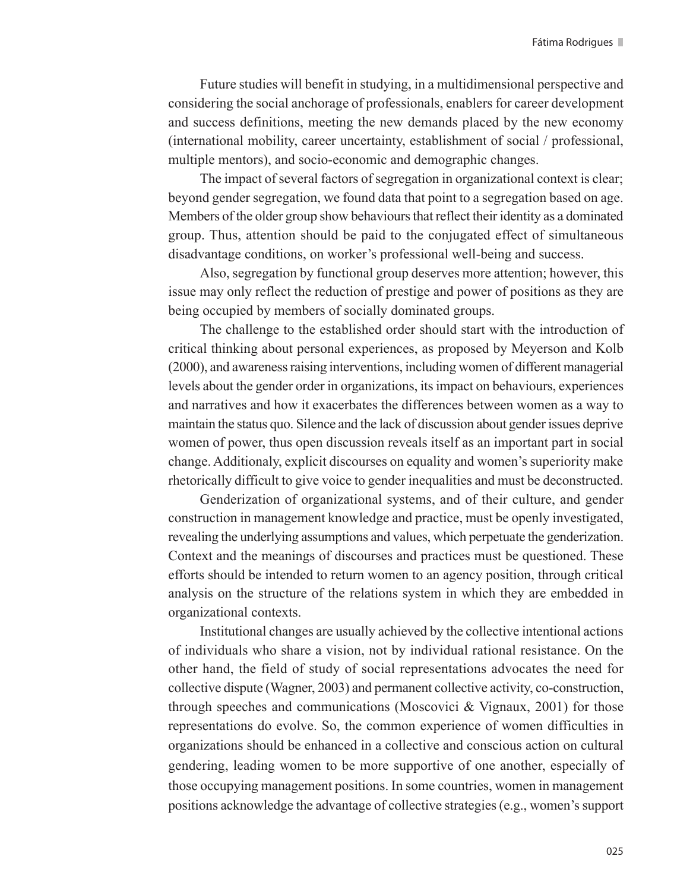Future studies will benefit in studying, in a multidimensional perspective and considering the social anchorage of professionals, enablers for career development and success definitions, meeting the new demands placed by the new economy (international mobility, career uncertainty, establishment of social / professional, multiple mentors), and socio-economic and demographic changes.

The impact of several factors of segregation in organizational context is clear; beyond gender segregation, we found data that point to a segregation based on age. Members of the older group show behaviours that reflect their identity as a dominated group. Thus, attention should be paid to the conjugated effect of simultaneous disadvantage conditions, on worker's professional well-being and success.

Also, segregation by functional group deserves more attention; however, this issue may only reflect the reduction of prestige and power of positions as they are being occupied by members of socially dominated groups.

The challenge to the established order should start with the introduction of critical thinking about personal experiences, as proposed by Meyerson and Kolb (2000), and awareness raising interventions, including women of different managerial levels about the gender order in organizations, its impact on behaviours, experiences and narratives and how it exacerbates the differences between women as a way to maintain the status quo. Silence and the lack of discussion about gender issues deprive women of power, thus open discussion reveals itself as an important part in social change. Additionaly, explicit discourses on equality and women's superiority make rhetorically difficult to give voice to gender inequalities and must be deconstructed.

Genderization of organizational systems, and of their culture, and gender construction in management knowledge and practice, must be openly investigated, revealing the underlying assumptions and values, which perpetuate the genderization. Context and the meanings of discourses and practices must be questioned. These efforts should be intended to return women to an agency position, through critical analysis on the structure of the relations system in which they are embedded in organizational contexts.

Institutional changes are usually achieved by the collective intentional actions of individuals who share a vision, not by individual rational resistance. On the other hand, the field of study of social representations advocates the need for collective dispute (Wagner, 2003) and permanent collective activity, co-construction, through speeches and communications (Moscovici & Vignaux, 2001) for those representations do evolve. So, the common experience of women difficulties in organizations should be enhanced in a collective and conscious action on cultural gendering, leading women to be more supportive of one another, especially of those occupying management positions. In some countries, women in management positions acknowledge the advantage of collective strategies (e.g., women's support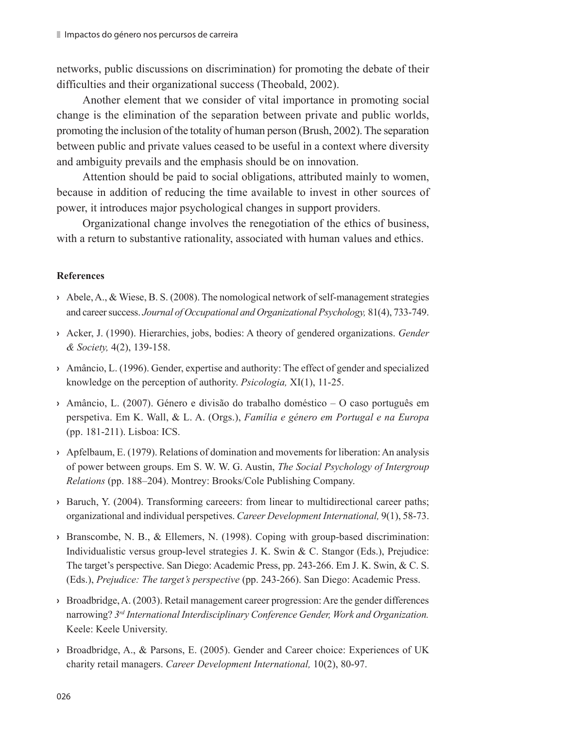networks, public discussions on discrimination) for promoting the debate of their difficulties and their organizational success (Theobald, 2002).

Another element that we consider of vital importance in promoting social change is the elimination of the separation between private and public worlds, promoting the inclusion of the totality of human person (Brush, 2002). The separation between public and private values ceased to be useful in a context where diversity and ambiguity prevails and the emphasis should be on innovation.

Attention should be paid to social obligations, attributed mainly to women, because in addition of reducing the time available to invest in other sources of power, it introduces major psychological changes in support providers.

Organizational change involves the renegotiation of the ethics of business, with a return to substantive rationality, associated with human values and ethics.

**References**

- Abele, A., & Wiese, B. S. (2008). The nomological network of self-management strategies and career success. *Journal of Occupational and Organizational Psychology,* 81(4), 733-749.
- Acker, J. (1990). Hierarchies, jobs, bodies: A theory of gendered organizations. *Gender & Society,* 4(2), 139-158.
- Amâncio, L. (1996). Gender, expertise and authority: The effect of gender and specialized knowledge on the perception of authority. *Psicologia,* XI(1), 11-25.
- Amâncio, L. (2007). Género e divisão do trabalho doméstico – O caso português em perspetiva. Em K. Wall, & L. A. (Orgs.), *Família e género em Portugal e na Europa* (pp. 181-211). Lisboa: ICS.
- Apfelbaum, E. (1979). Relations of domination and movements for liberation: An analysis of power between groups. Em S. W. W. G. Austin, *The Social Psychology of Intergroup Relations* (pp. 188–204). Montrey: Brooks/Cole Publishing Company.
- Baruch, Y. (2004). Transforming careeers: from linear to multidirectional career paths; organizational and individual perspetives. *Career Development International,* 9(1), 58-73.
- Branscombe, N. B., & Ellemers, N. (1998). Coping with group-based discrimination: Individualistic versus group-level strategies J. K. Swin & C. Stangor (Eds.), Prejudice: The target's perspective. San Diego: Academic Press, pp. 243-266. Em J. K. Swin, & C. S. (Eds.), *Prejudice: The target's perspective* (pp. 243-266). San Diego: Academic Press.
- Broadbridge, A. (2003). Retail management career progression: Are the gender differences narrowing? *3rd International Interdisciplinary Conference Gender, Work and Organization.* Keele: Keele University.
- Broadbridge, A., & Parsons, E. (2005). Gender and Career choice: Experiences of UK charity retail managers. *Career Development International,* 10(2), 80-97.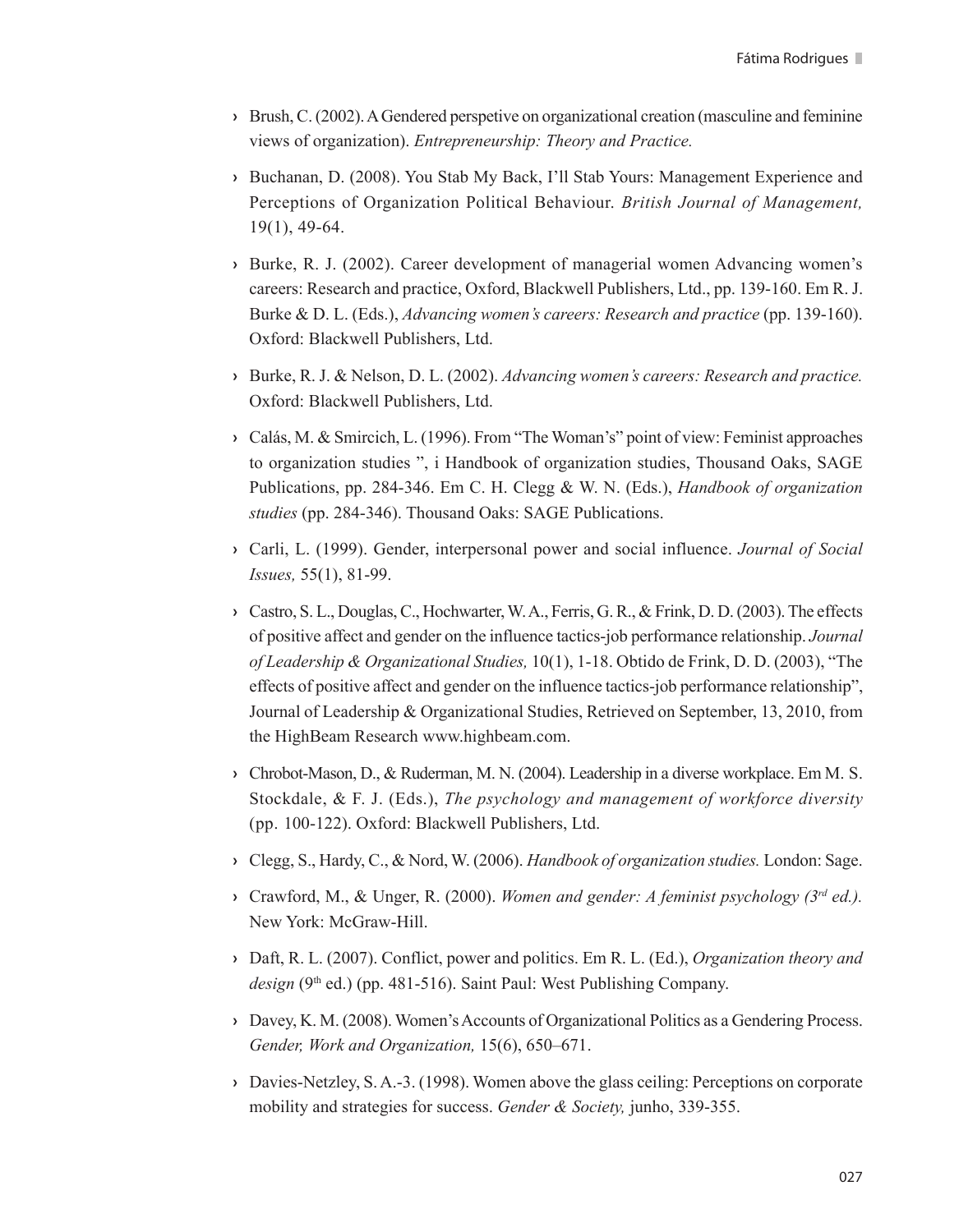- Brush, C. (2002). A Gendered perspetive on organizational creation (masculine and feminine views of organization). *Entrepreneurship: Theory and Practice.*

- Buchanan, D. (2008). You Stab My Back, I'll Stab Yours: Management Experience and Perceptions of Organization Political Behaviour. *British Journal of Management,* 19(1), 49-64.

- Burke, R. J. (2002). Career development of managerial women Advancing women's careers: Research and practice, Oxford, Blackwell Publishers, Ltd., pp. 139-160. Em R. J. Burke & D. L. (Eds.), *Advancing women's careers: Research and practice* (pp. 139-160). Oxford: Blackwell Publishers, Ltd.

- Burke, R. J. & Nelson, D. L. (2002). *Advancing women's careers: Research and practice.* Oxford: Blackwell Publishers, Ltd.

- Calás, M. & Smircich, L. (1996). From "The Woman's" point of view: Feminist approaches to organization studies ", i Handbook of organization studies, Thousand Oaks, SAGE Publications, pp. 284-346. Em C. H. Clegg & W. N. (Eds.), *Handbook of organization studies* (pp. 284-346). Thousand Oaks: SAGE Publications.

- Carli, L. (1999). Gender, interpersonal power and social influence. *Journal of Social Issues,* 55(1), 81-99.

- Castro, S. L., Douglas, C., Hochwarter, W. A., Ferris, G. R., & Frink, D. D. (2003). The effects of positive affect and gender on the influence tactics-job performance relationship. *Journal of Leadership & Organizational Studies,* 10(1), 1-18. Obtido de Frink, D. D. (2003), "The effects of positive affect and gender on the influence tactics-job performance relationship", Journal of Leadership & Organizational Studies, Retrieved on September, 13, 2010, from the HighBeam Research www.highbeam.com.

- Chrobot-Mason, D., & Ruderman, M. N. (2004). Leadership in a diverse workplace. Em M. S. Stockdale, & F. J. (Eds.), *The psychology and management of workforce diversity* (pp. 100-122). Oxford: Blackwell Publishers, Ltd.

- Clegg, S., Hardy, C., & Nord, W. (2006). *Handbook of organization studies.* London: Sage.

- Crawford, M., & Unger, R. (2000). *Women and gender: A feminist psychology (3rd ed.).* New York: McGraw-Hill.

- Daft, R. L. (2007). Conflict, power and politics. Em R. L. (Ed.), *Organization theory and design* (9th ed.) (pp. 481-516). Saint Paul: West Publishing Company.

- Davey, K. M. (2008). Women's Accounts of Organizational Politics as a Gendering Process. *Gender, Work and Organization,* 15(6), 650–671.

- Davies-Netzley, S. A.-3. (1998). Women above the glass ceiling: Perceptions on corporate mobility and strategies for success. *Gender & Society,* junho, 339-355.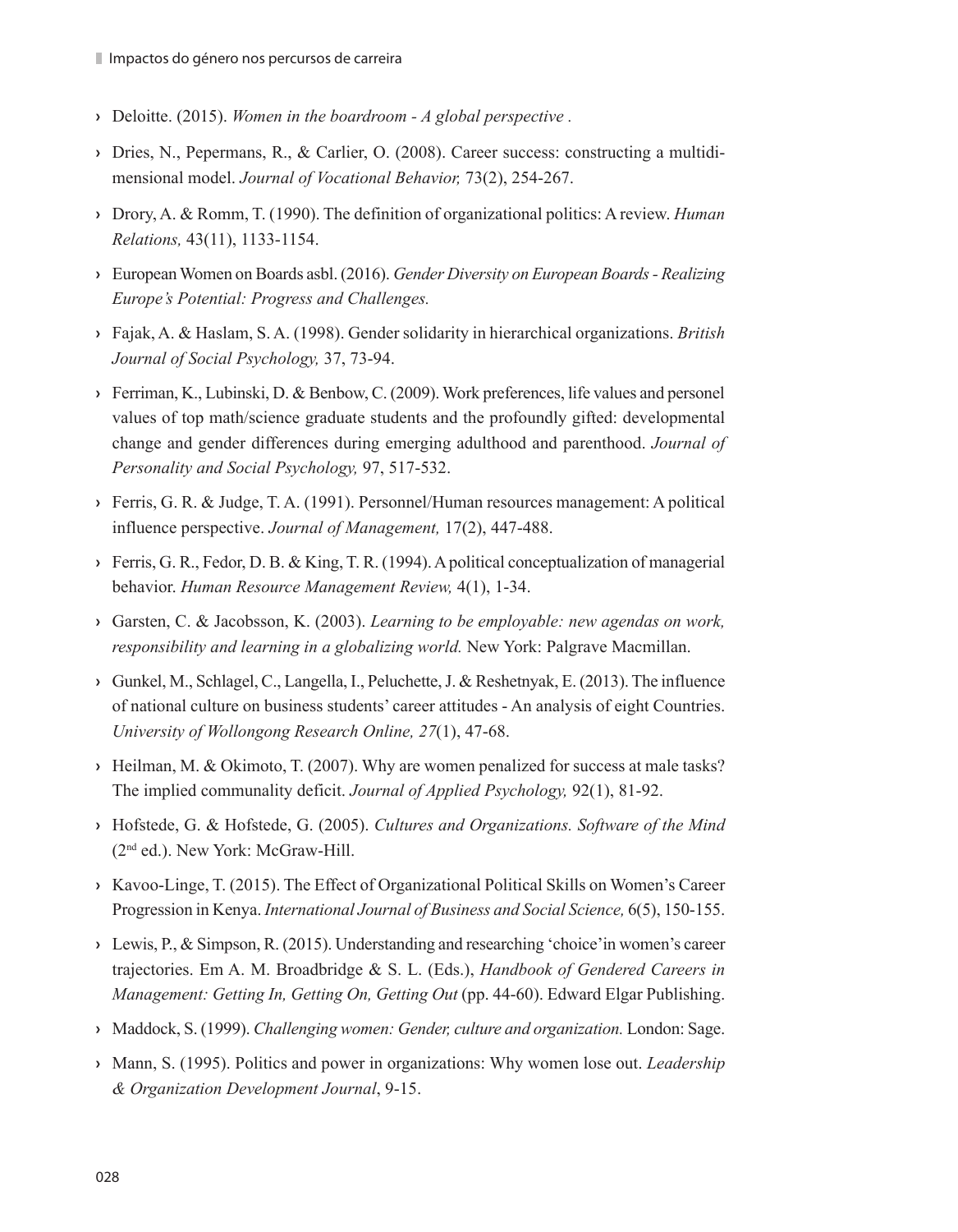- Deloitte. (2015). *Women in the boardroom - A global perspective .*
- Dries, N., Pepermans, R., & Carlier, O. (2008). Career success: constructing a multidimensional model. *Journal of Vocational Behavior,* 73(2), 254-267.
- Drory, A. & Romm, T. (1990). The definition of organizational politics: A review. *Human Relations,* 43(11), 1133-1154.
- European Women on Boards asbl. (2016). *Gender Diversity on European Boards - Realizing Europe's Potential: Progress and Challenges.*
- Fajak, A. & Haslam, S. A. (1998). Gender solidarity in hierarchical organizations. *British Journal of Social Psychology,* 37, 73-94.
- Ferriman, K., Lubinski, D. & Benbow, C. (2009). Work preferences, life values and personel values of top math/science graduate students and the profoundly gifted: developmental change and gender differences during emerging adulthood and parenthood. *Journal of Personality and Social Psychology,* 97, 517-532.
- Ferris, G. R. & Judge, T. A. (1991). Personnel/Human resources management: A political influence perspective. *Journal of Management,* 17(2), 447-488.
- Ferris, G. R., Fedor, D. B. & King, T. R. (1994). A political conceptualization of managerial behavior. *Human Resource Management Review,* 4(1), 1-34.
- Garsten, C. & Jacobsson, K. (2003). *Learning to be employable: new agendas on work, responsibility and learning in a globalizing world.* New York: Palgrave Macmillan.
- Gunkel, M., Schlagel, C., Langella, I., Peluchette, J. & Reshetnyak, E. (2013). The influence of national culture on business students' career attitudes - An analysis of eight Countries. *University of Wollongong Research Online, 27*(1), 47-68.
- Heilman, M. & Okimoto, T. (2007). Why are women penalized for success at male tasks? The implied communality deficit. *Journal of Applied Psychology,* 92(1), 81-92.
- Hofstede, G. & Hofstede, G. (2005). *Cultures and Organizations. Software of the Mind* (2nd ed.). New York: McGraw-Hill.
- Kavoo-Linge, T. (2015). The Effect of Organizational Political Skills on Women's Career Progression in Kenya. *International Journal of Business and Social Science,* 6(5), 150-155.
- Lewis, P., & Simpson, R. (2015). Understanding and researching 'choice'in women's career trajectories. Em A. M. Broadbridge & S. L. (Eds.), *Handbook of Gendered Careers in Management: Getting In, Getting On, Getting Out* (pp. 44-60). Edward Elgar Publishing.
- Maddock, S. (1999). *Challenging women: Gender, culture and organization.* London: Sage.
- Mann, S. (1995). Politics and power in organizations: Why women lose out. *Leadership & Organization Development Journal*, 9-15.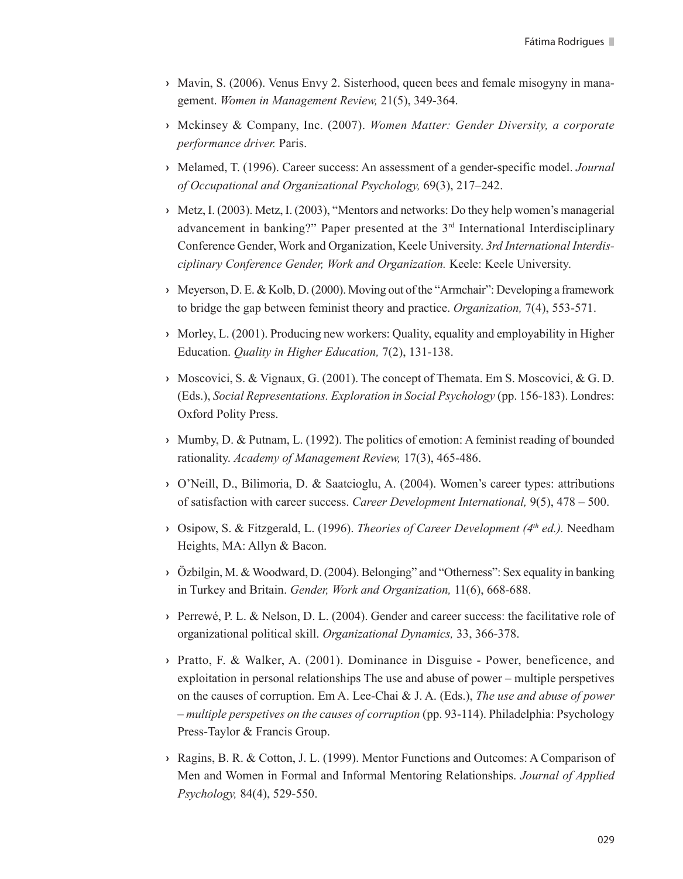- Mavin, S. (2006). Venus Envy 2. Sisterhood, queen bees and female misogyny in management. *Women in Management Review,* 21(5), 349-364.
- Mckinsey & Company, Inc. (2007). *Women Matter: Gender Diversity, a corporate performance driver.* Paris.
- Melamed, T. (1996). Career success: An assessment of a gender-specific model. *Journal of Occupational and Organizational Psychology,* 69(3), 217–242.
- Metz, I. (2003). Metz, I. (2003), "Mentors and networks: Do they help women's managerial advancement in banking?" Paper presented at the 3rd International Interdisciplinary Conference Gender, Work and Organization, Keele University. *3rd International Interdisciplinary Conference Gender, Work and Organization.* Keele: Keele University.
- Meyerson, D. E. & Kolb, D. (2000). Moving out of the "Armchair": Developing a framework to bridge the gap between feminist theory and practice. *Organization,* 7(4), 553-571.
- Morley, L. (2001). Producing new workers: Quality, equality and employability in Higher Education. *Quality in Higher Education,* 7(2), 131-138.
- Moscovici, S. & Vignaux, G. (2001). The concept of Themata. Em S. Moscovici, & G. D. (Eds.), *Social Representations. Exploration in Social Psychology* (pp. 156-183). Londres: Oxford Polity Press.
- Mumby, D. & Putnam, L. (1992). The politics of emotion: A feminist reading of bounded rationality. *Academy of Management Review,* 17(3), 465-486.
- O'Neill, D., Bilimoria, D. & Saatcioglu, A. (2004). Women's career types: attributions of satisfaction with career success. *Career Development International,* 9(5), 478 – 500.
- Osipow, S. & Fitzgerald, L. (1996). *Theories of Career Development (4th ed.).* Needham Heights, MA: Allyn & Bacon.
- Özbilgin, M. & Woodward, D. (2004). Belonging" and "Otherness": Sex equality in banking in Turkey and Britain. *Gender, Work and Organization,* 11(6), 668-688.
- Perrewé, P. L. & Nelson, D. L. (2004). Gender and career success: the facilitative role of organizational political skill. *Organizational Dynamics,* 33, 366-378.
- Pratto, F. & Walker, A. (2001). Dominance in Disguise - Power, beneficence, and exploitation in personal relationships The use and abuse of power – multiple perspetives on the causes of corruption. Em A. Lee-Chai & J. A. (Eds.), *The use and abuse of power – multiple perspetives on the causes of corruption* (pp. 93-114). Philadelphia: Psychology Press-Taylor & Francis Group.
- Ragins, B. R. & Cotton, J. L. (1999). Mentor Functions and Outcomes: A Comparison of Men and Women in Formal and Informal Mentoring Relationships. *Journal of Applied Psychology,* 84(4), 529-550.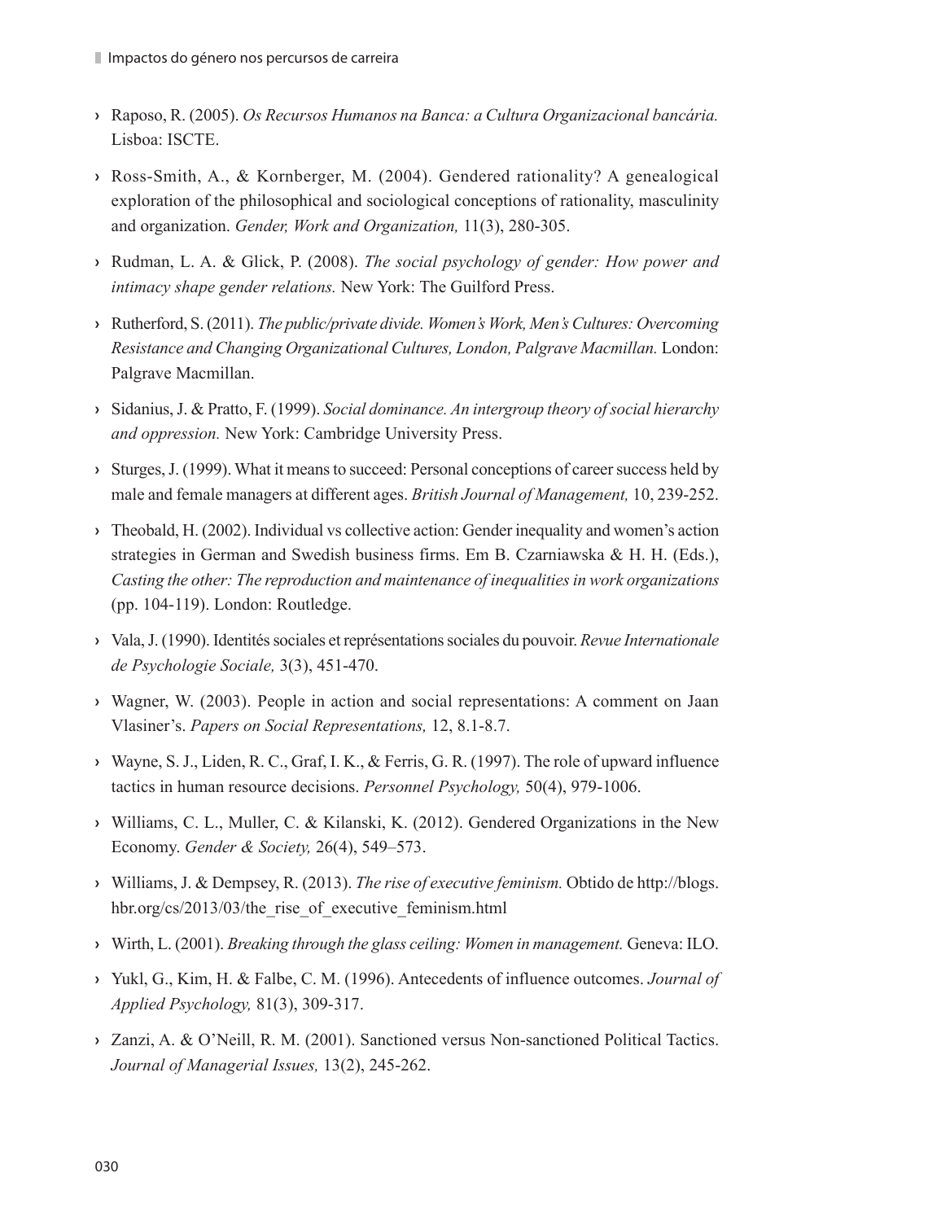- Raposo, R. (2005). *Os Recursos Humanos na Banca: a Cultura Organizacional bancária.* Lisboa: ISCTE.
- Ross-Smith, A., & Kornberger, M. (2004). Gendered rationality? A genealogical exploration of the philosophical and sociological conceptions of rationality, masculinity and organization. *Gender, Work and Organization,* 11(3), 280-305.
- Rudman, L. A. & Glick, P. (2008). *The social psychology of gender: How power and intimacy shape gender relations.* New York: The Guilford Press.
- Rutherford, S. (2011). *The public/private divide. Women's Work, Men's Cultures: Overcoming Resistance and Changing Organizational Cultures, London, Palgrave Macmillan.* London: Palgrave Macmillan.
- Sidanius, J. & Pratto, F. (1999). *Social dominance. An intergroup theory of social hierarchy and oppression.* New York: Cambridge University Press.
- Sturges, J. (1999). What it means to succeed: Personal conceptions of career success held by male and female managers at different ages. *British Journal of Management,* 10, 239-252.
- Theobald, H. (2002). Individual vs collective action: Gender inequality and women's action strategies in German and Swedish business firms. Em B. Czarniawska & H. H. (Eds.), *Casting the other: The reproduction and maintenance of inequalities in work organizations* (pp. 104-119). London: Routledge.
- Vala, J. (1990). Identités sociales et représentations sociales du pouvoir. *Revue Internationale de Psychologie Sociale,* 3(3), 451-470.
- Wagner, W. (2003). People in action and social representations: A comment on Jaan Vlasiner's. *Papers on Social Representations,* 12, 8.1-8.7.
- Wayne, S. J., Liden, R. C., Graf, I. K., & Ferris, G. R. (1997). The role of upward influence tactics in human resource decisions. *Personnel Psychology,* 50(4), 979-1006.
- Williams, C. L., Muller, C. & Kilanski, K. (2012). Gendered Organizations in the New Economy. *Gender & Society,* 26(4), 549–573.
- Williams, J. & Dempsey, R. (2013). *The rise of executive feminism.* Obtido de http://blogs.hbr.org/cs/2013/03/the_rise_of_executive_feminism.html
- Wirth, L. (2001). *Breaking through the glass ceiling: Women in management.* Geneva: ILO.
- Yukl, G., Kim, H. & Falbe, C. M. (1996). Antecedents of influence outcomes. *Journal of Applied Psychology,* 81(3), 309-317.
- Zanzi, A. & O'Neill, R. M. (2001). Sanctioned versus Non-sanctioned Political Tactics. *Journal of Managerial Issues,* 13(2), 245-262.